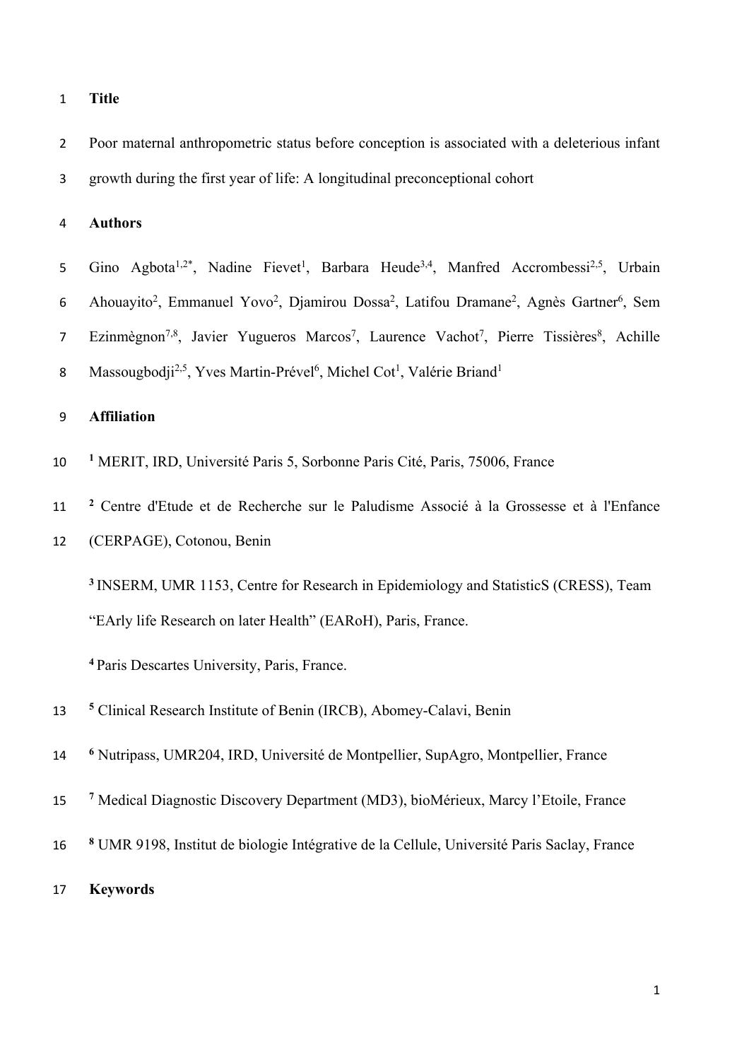## Title

Poor maternal anthropometric status before conception is associated with a deleterious infant growth during the first year of life: A longitudinal preconceptional cohort

## Authors

Gino Agbota[1,2*], Nadine Fievet[1], Barbara Heude[3,4], Manfred Accrombessi[2,5], Urbain Ahouayito[2], Emmanuel Yovo[2], Djamirou Dossa[2], Latifou Dramane[2], Agnès Gartner[6], Sem Ezinmègnon[7,8], Javier Yugueros Marcos[7], Laurence Vachot[7], Pierre Tissières[8], Achille Massougbodji[2,5], Yves Martin-Prével[6], Michel Cot[1], Valérie Briand[1]

## Affiliation

[1] MERIT, IRD, Université Paris 5, Sorbonne Paris Cité, Paris, 75006, France

[2] Centre d'Etude et de Recherche sur le Paludisme Associé à la Grossesse et à l'Enfance (CERPAGE), Cotonou, Benin

[3] INSERM, UMR 1153, Centre for Research in Epidemiology and StatisticS (CRESS), Team "EArly life Research on later Health" (EARoH), Paris, France.

[4] Paris Descartes University, Paris, France.

[5] Clinical Research Institute of Benin (IRCB), Abomey-Calavi, Benin

[6] Nutripass, UMR204, IRD, Université de Montpellier, SupAgro, Montpellier, France

[7] Medical Diagnostic Discovery Department (MD3), bioMérieux, Marcy l'Etoile, France

[8] UMR 9198, Institut de biologie Intégrative de la Cellule, Université Paris Saclay, France

## Keywords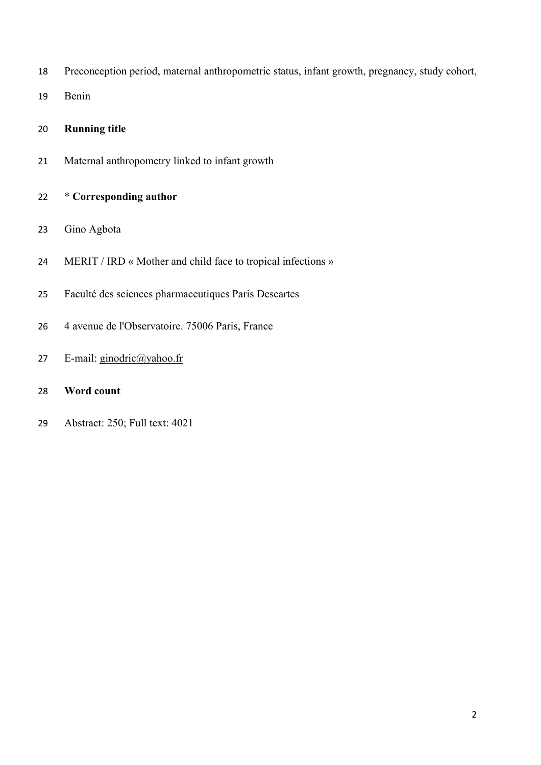Preconception period, maternal anthropometric status, infant growth, pregnancy, study cohort, Benin

**Running title**

Maternal anthropometry linked to infant growth

\* **Corresponding author**

Gino Agbota

MERIT / IRD « Mother and child face to tropical infections »

Faculté des sciences pharmaceutiques Paris Descartes

4 avenue de l'Observatoire. 75006 Paris, France

E-mail: ginodric@yahoo.fr

**Word count**

Abstract: 250; Full text: 4021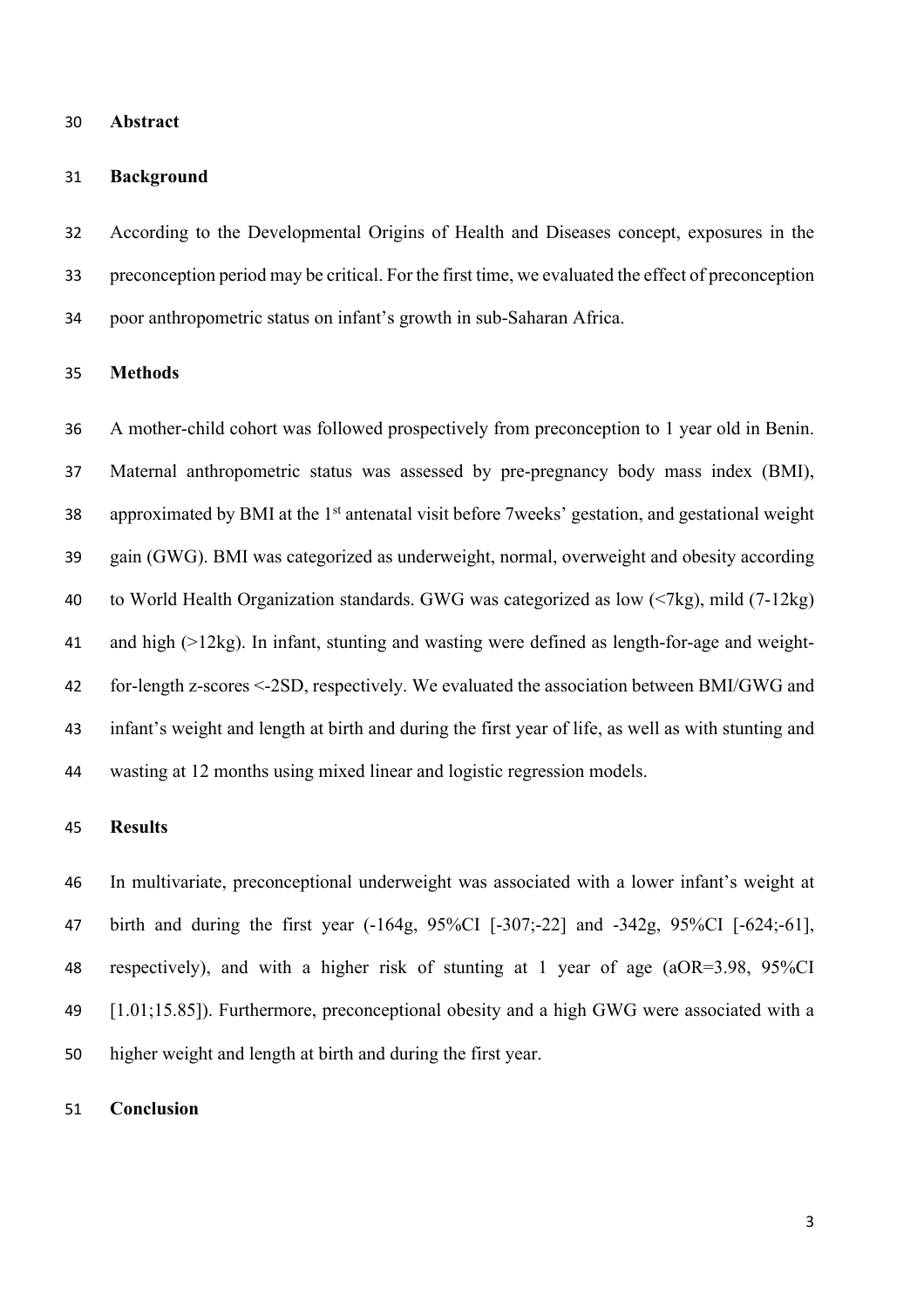## Abstract

### Background

According to the Developmental Origins of Health and Diseases concept, exposures in the preconception period may be critical. For the first time, we evaluated the effect of preconception poor anthropometric status on infant's growth in sub-Saharan Africa.

### Methods

A mother-child cohort was followed prospectively from preconception to 1 year old in Benin. Maternal anthropometric status was assessed by pre-pregnancy body mass index (BMI), approximated by BMI at the 1st antenatal visit before 7weeks' gestation, and gestational weight gain (GWG). BMI was categorized as underweight, normal, overweight and obesity according to World Health Organization standards. GWG was categorized as low (<7kg), mild (7-12kg) and high (>12kg). In infant, stunting and wasting were defined as length-for-age and weight-for-length z-scores <-2SD, respectively. We evaluated the association between BMI/GWG and infant's weight and length at birth and during the first year of life, as well as with stunting and wasting at 12 months using mixed linear and logistic regression models.

### Results

In multivariate, preconceptional underweight was associated with a lower infant's weight at birth and during the first year (-164g, 95%CI [-307;-22] and -342g, 95%CI [-624;-61], respectively), and with a higher risk of stunting at 1 year of age (aOR=3.98, 95%CI [1.01;15.85]). Furthermore, preconceptional obesity and a high GWG were associated with a higher weight and length at birth and during the first year.

### Conclusion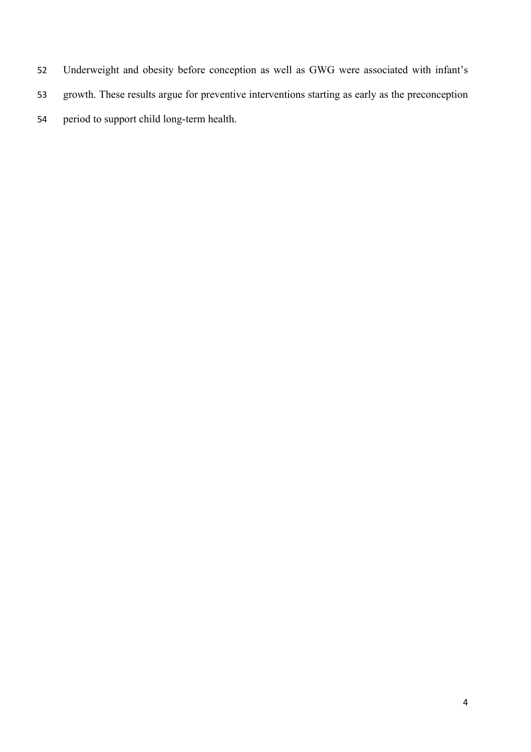Underweight and obesity before conception as well as GWG were associated with infant's growth. These results argue for preventive interventions starting as early as the preconception period to support child long-term health.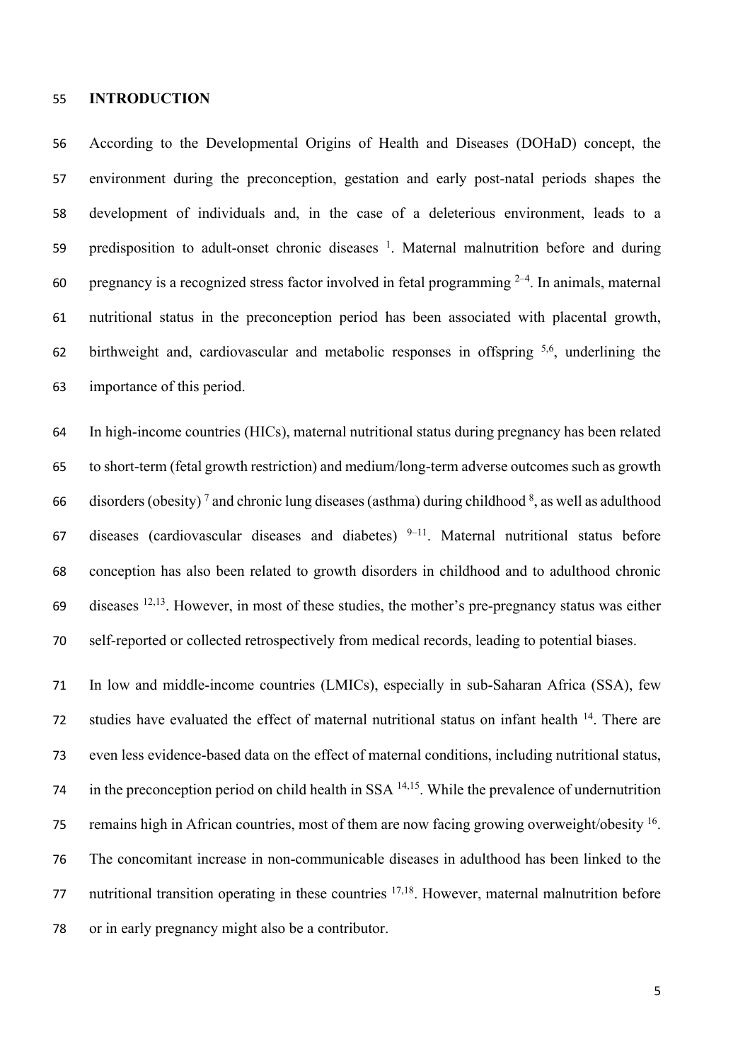## INTRODUCTION

According to the Developmental Origins of Health and Diseases (DOHaD) concept, the environment during the preconception, gestation and early post-natal periods shapes the development of individuals and, in the case of a deleterious environment, leads to a predisposition to adult-onset chronic diseases [1]. Maternal malnutrition before and during pregnancy is a recognized stress factor involved in fetal programming [2–4]. In animals, maternal nutritional status in the preconception period has been associated with placental growth, birthweight and, cardiovascular and metabolic responses in offspring [5,6], underlining the importance of this period.

In high-income countries (HICs), maternal nutritional status during pregnancy has been related to short-term (fetal growth restriction) and medium/long-term adverse outcomes such as growth disorders (obesity) [7] and chronic lung diseases (asthma) during childhood [8], as well as adulthood diseases (cardiovascular diseases and diabetes) [9–11]. Maternal nutritional status before conception has also been related to growth disorders in childhood and to adulthood chronic diseases [12,13]. However, in most of these studies, the mother's pre-pregnancy status was either self-reported or collected retrospectively from medical records, leading to potential biases.

In low and middle-income countries (LMICs), especially in sub-Saharan Africa (SSA), few studies have evaluated the effect of maternal nutritional status on infant health [14]. There are even less evidence-based data on the effect of maternal conditions, including nutritional status, in the preconception period on child health in SSA [14,15]. While the prevalence of undernutrition remains high in African countries, most of them are now facing growing overweight/obesity [16]. The concomitant increase in non-communicable diseases in adulthood has been linked to the nutritional transition operating in these countries [17,18]. However, maternal malnutrition before or in early pregnancy might also be a contributor.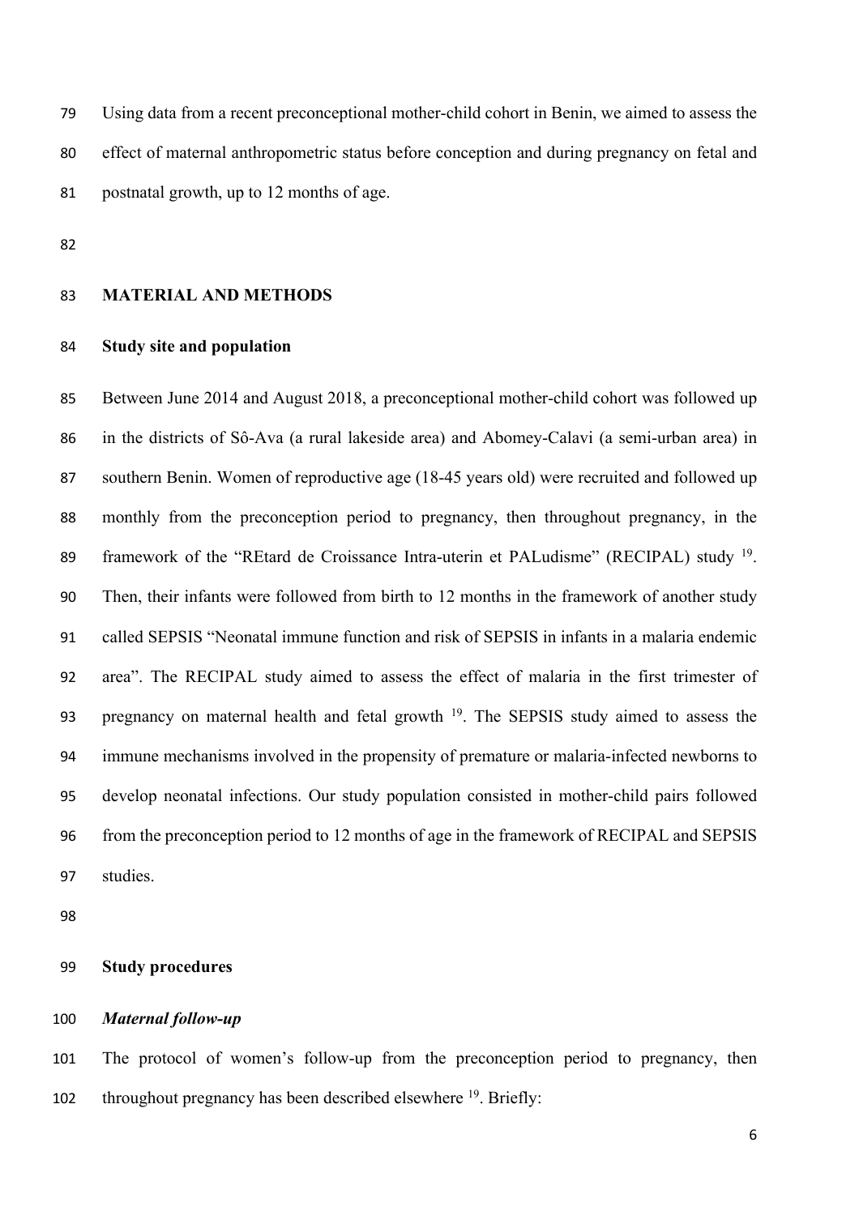Using data from a recent preconceptional mother-child cohort in Benin, we aimed to assess the effect of maternal anthropometric status before conception and during pregnancy on fetal and postnatal growth, up to 12 months of age.

## MATERIAL AND METHODS

### Study site and population

Between June 2014 and August 2018, a preconceptional mother-child cohort was followed up in the districts of Sô-Ava (a rural lakeside area) and Abomey-Calavi (a semi-urban area) in southern Benin. Women of reproductive age (18-45 years old) were recruited and followed up monthly from the preconception period to pregnancy, then throughout pregnancy, in the framework of the "REtard de Croissance Intra-uterin et PALudisme" (RECIPAL) study [19]. Then, their infants were followed from birth to 12 months in the framework of another study called SEPSIS "Neonatal immune function and risk of SEPSIS in infants in a malaria endemic area". The RECIPAL study aimed to assess the effect of malaria in the first trimester of pregnancy on maternal health and fetal growth [19]. The SEPSIS study aimed to assess the immune mechanisms involved in the propensity of premature or malaria-infected newborns to develop neonatal infections. Our study population consisted in mother-child pairs followed from the preconception period to 12 months of age in the framework of RECIPAL and SEPSIS studies.

### Study procedures

#### *Maternal follow-up*

The protocol of women's follow-up from the preconception period to pregnancy, then throughout pregnancy has been described elsewhere [19]. Briefly: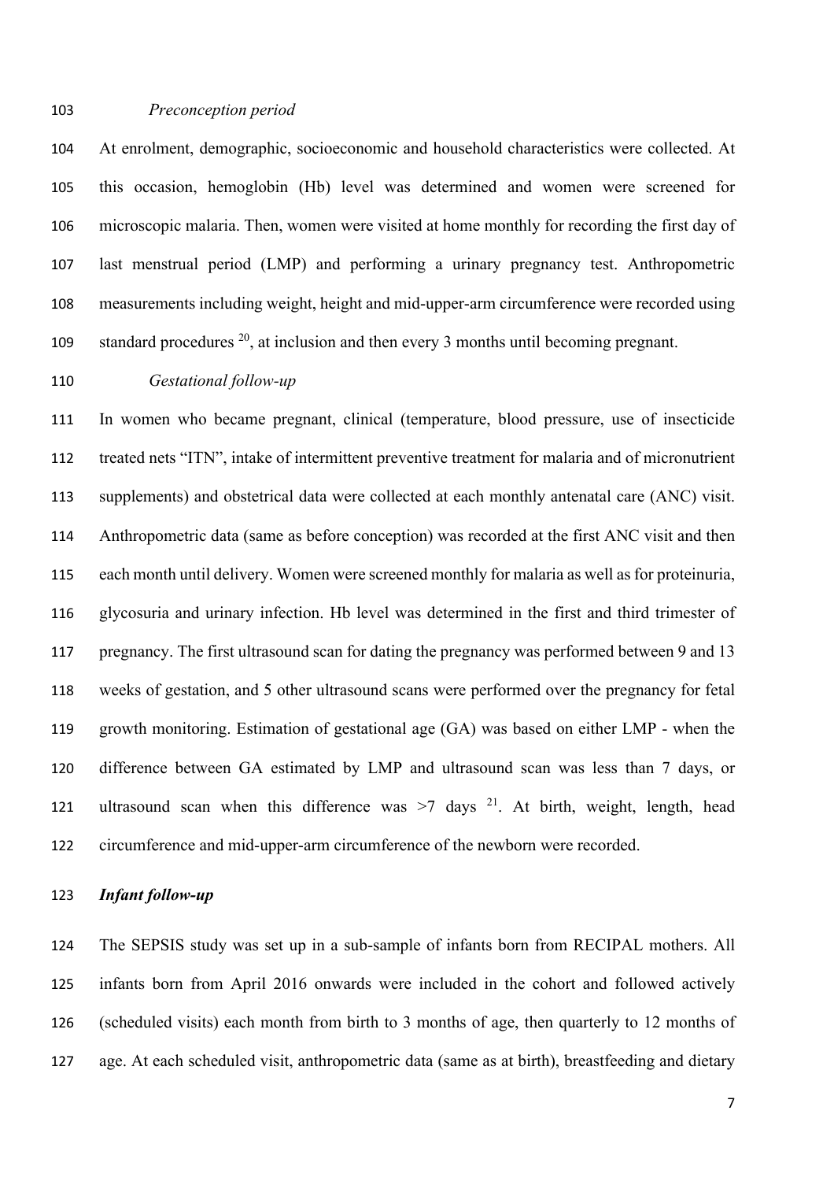*Preconception period*

At enrolment, demographic, socioeconomic and household characteristics were collected. At this occasion, hemoglobin (Hb) level was determined and women were screened for microscopic malaria. Then, women were visited at home monthly for recording the first day of last menstrual period (LMP) and performing a urinary pregnancy test. Anthropometric measurements including weight, height and mid-upper-arm circumference were recorded using standard procedures [20], at inclusion and then every 3 months until becoming pregnant.

*Gestational follow-up*

In women who became pregnant, clinical (temperature, blood pressure, use of insecticide treated nets "ITN", intake of intermittent preventive treatment for malaria and of micronutrient supplements) and obstetrical data were collected at each monthly antenatal care (ANC) visit. Anthropometric data (same as before conception) was recorded at the first ANC visit and then each month until delivery. Women were screened monthly for malaria as well as for proteinuria, glycosuria and urinary infection. Hb level was determined in the first and third trimester of pregnancy. The first ultrasound scan for dating the pregnancy was performed between 9 and 13 weeks of gestation, and 5 other ultrasound scans were performed over the pregnancy for fetal growth monitoring. Estimation of gestational age (GA) was based on either LMP - when the difference between GA estimated by LMP and ultrasound scan was less than 7 days, or ultrasound scan when this difference was >7 days [21]. At birth, weight, length, head circumference and mid-upper-arm circumference of the newborn were recorded.

***Infant follow-up***

The SEPSIS study was set up in a sub-sample of infants born from RECIPAL mothers. All infants born from April 2016 onwards were included in the cohort and followed actively (scheduled visits) each month from birth to 3 months of age, then quarterly to 12 months of age. At each scheduled visit, anthropometric data (same as at birth), breastfeeding and dietary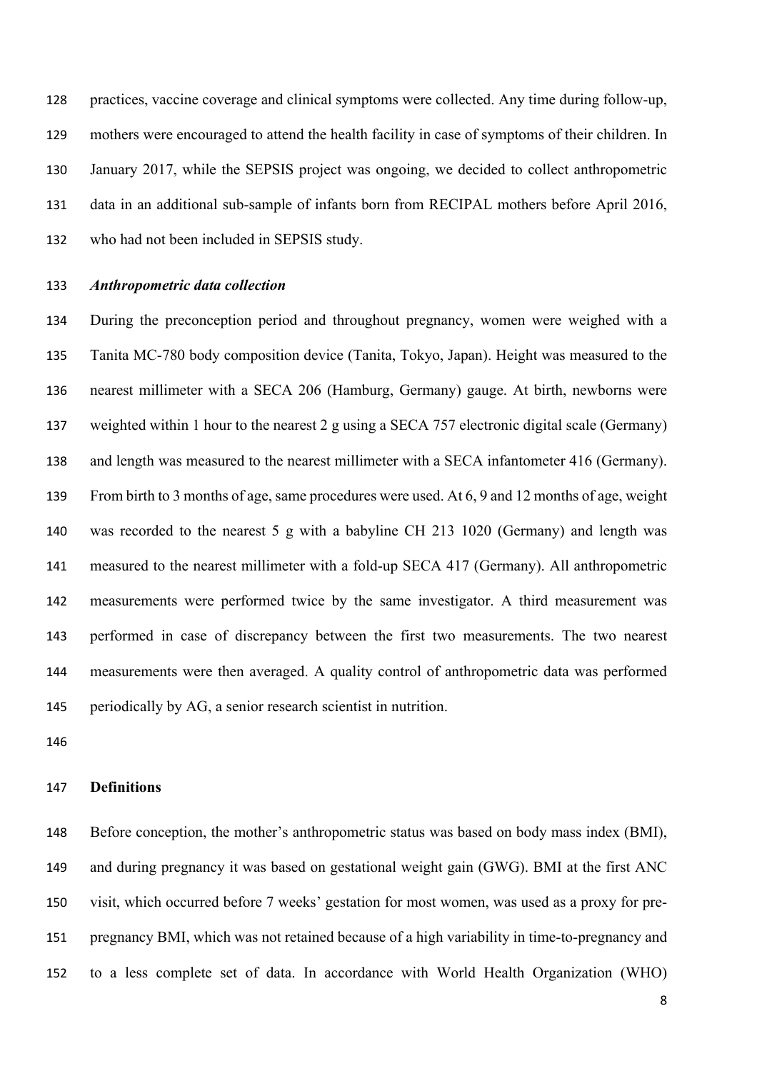practices, vaccine coverage and clinical symptoms were collected. Any time during follow-up, mothers were encouraged to attend the health facility in case of symptoms of their children. In January 2017, while the SEPSIS project was ongoing, we decided to collect anthropometric data in an additional sub-sample of infants born from RECIPAL mothers before April 2016, who had not been included in SEPSIS study.

***Anthropometric data collection***

During the preconception period and throughout pregnancy, women were weighed with a Tanita MC-780 body composition device (Tanita, Tokyo, Japan). Height was measured to the nearest millimeter with a SECA 206 (Hamburg, Germany) gauge. At birth, newborns were weighted within 1 hour to the nearest 2 g using a SECA 757 electronic digital scale (Germany) and length was measured to the nearest millimeter with a SECA infantometer 416 (Germany). From birth to 3 months of age, same procedures were used. At 6, 9 and 12 months of age, weight was recorded to the nearest 5 g with a babyline CH 213 1020 (Germany) and length was measured to the nearest millimeter with a fold-up SECA 417 (Germany). All anthropometric measurements were performed twice by the same investigator. A third measurement was performed in case of discrepancy between the first two measurements. The two nearest measurements were then averaged. A quality control of anthropometric data was performed periodically by AG, a senior research scientist in nutrition.

**Definitions**

Before conception, the mother's anthropometric status was based on body mass index (BMI), and during pregnancy it was based on gestational weight gain (GWG). BMI at the first ANC visit, which occurred before 7 weeks' gestation for most women, was used as a proxy for pre-pregnancy BMI, which was not retained because of a high variability in time-to-pregnancy and to a less complete set of data. In accordance with World Health Organization (WHO)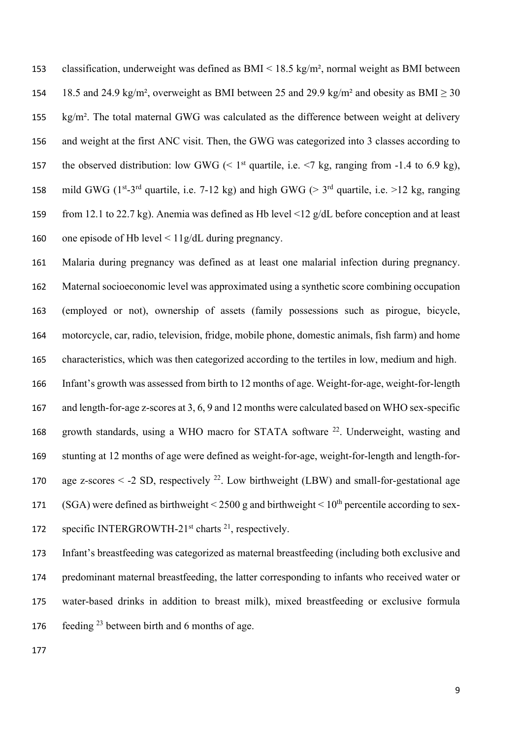classification, underweight was defined as BMI < 18.5 kg/m², normal weight as BMI between 18.5 and 24.9 kg/m², overweight as BMI between 25 and 29.9 kg/m² and obesity as BMI ≥ 30 kg/m². The total maternal GWG was calculated as the difference between weight at delivery and weight at the first ANC visit. Then, the GWG was categorized into 3 classes according to the observed distribution: low GWG (< 1st quartile, i.e. <7 kg, ranging from -1.4 to 6.9 kg), mild GWG (1st-3rd quartile, i.e. 7-12 kg) and high GWG (> 3rd quartile, i.e. >12 kg, ranging from 12.1 to 22.7 kg). Anemia was defined as Hb level <12 g/dL before conception and at least one episode of Hb level < 11g/dL during pregnancy.

Malaria during pregnancy was defined as at least one malarial infection during pregnancy. Maternal socioeconomic level was approximated using a synthetic score combining occupation (employed or not), ownership of assets (family possessions such as pirogue, bicycle, motorcycle, car, radio, television, fridge, mobile phone, domestic animals, fish farm) and home characteristics, which was then categorized according to the tertiles in low, medium and high.

Infant's growth was assessed from birth to 12 months of age. Weight-for-age, weight-for-length and length-for-age z-scores at 3, 6, 9 and 12 months were calculated based on WHO sex-specific growth standards, using a WHO macro for STATA software [22]. Underweight, wasting and stunting at 12 months of age were defined as weight-for-age, weight-for-length and length-for-age z-scores < -2 SD, respectively [22]. Low birthweight (LBW) and small-for-gestational age (SGA) were defined as birthweight < 2500 g and birthweight < 10th percentile according to sex-specific INTERGROWTH-21st charts [21], respectively.

Infant's breastfeeding was categorized as maternal breastfeeding (including both exclusive and predominant maternal breastfeeding, the latter corresponding to infants who received water or water-based drinks in addition to breast milk), mixed breastfeeding or exclusive formula feeding [23] between birth and 6 months of age.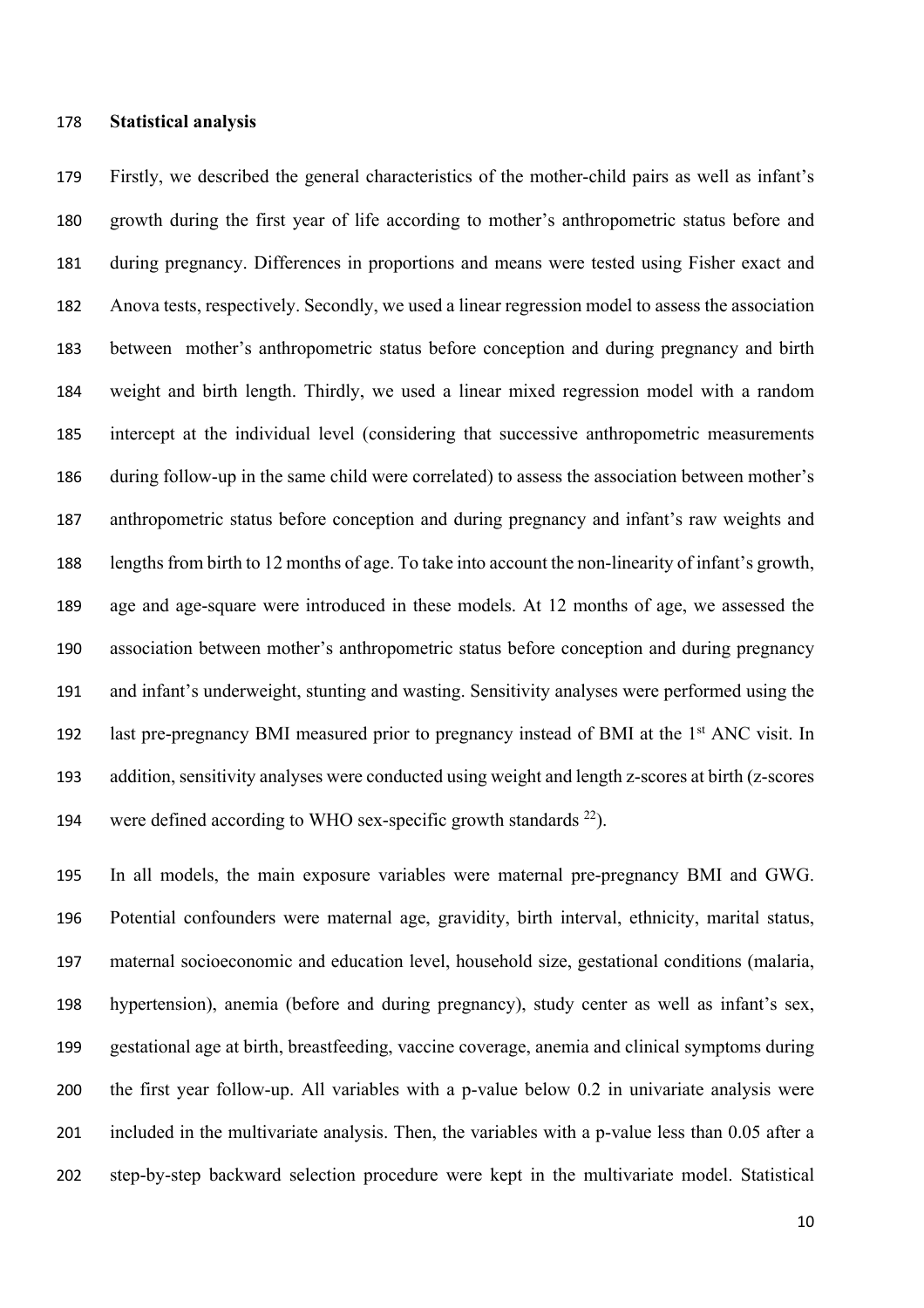## Statistical analysis

Firstly, we described the general characteristics of the mother-child pairs as well as infant's growth during the first year of life according to mother's anthropometric status before and during pregnancy. Differences in proportions and means were tested using Fisher exact and Anova tests, respectively. Secondly, we used a linear regression model to assess the association between mother's anthropometric status before conception and during pregnancy and birth weight and birth length. Thirdly, we used a linear mixed regression model with a random intercept at the individual level (considering that successive anthropometric measurements during follow-up in the same child were correlated) to assess the association between mother's anthropometric status before conception and during pregnancy and infant's raw weights and lengths from birth to 12 months of age. To take into account the non-linearity of infant's growth, age and age-square were introduced in these models. At 12 months of age, we assessed the association between mother's anthropometric status before conception and during pregnancy and infant's underweight, stunting and wasting. Sensitivity analyses were performed using the last pre-pregnancy BMI measured prior to pregnancy instead of BMI at the 1st ANC visit. In addition, sensitivity analyses were conducted using weight and length z-scores at birth (z-scores were defined according to WHO sex-specific growth standards [22]).

In all models, the main exposure variables were maternal pre-pregnancy BMI and GWG. Potential confounders were maternal age, gravidity, birth interval, ethnicity, marital status, maternal socioeconomic and education level, household size, gestational conditions (malaria, hypertension), anemia (before and during pregnancy), study center as well as infant's sex, gestational age at birth, breastfeeding, vaccine coverage, anemia and clinical symptoms during the first year follow-up. All variables with a p-value below 0.2 in univariate analysis were included in the multivariate analysis. Then, the variables with a p-value less than 0.05 after a step-by-step backward selection procedure were kept in the multivariate model. Statistical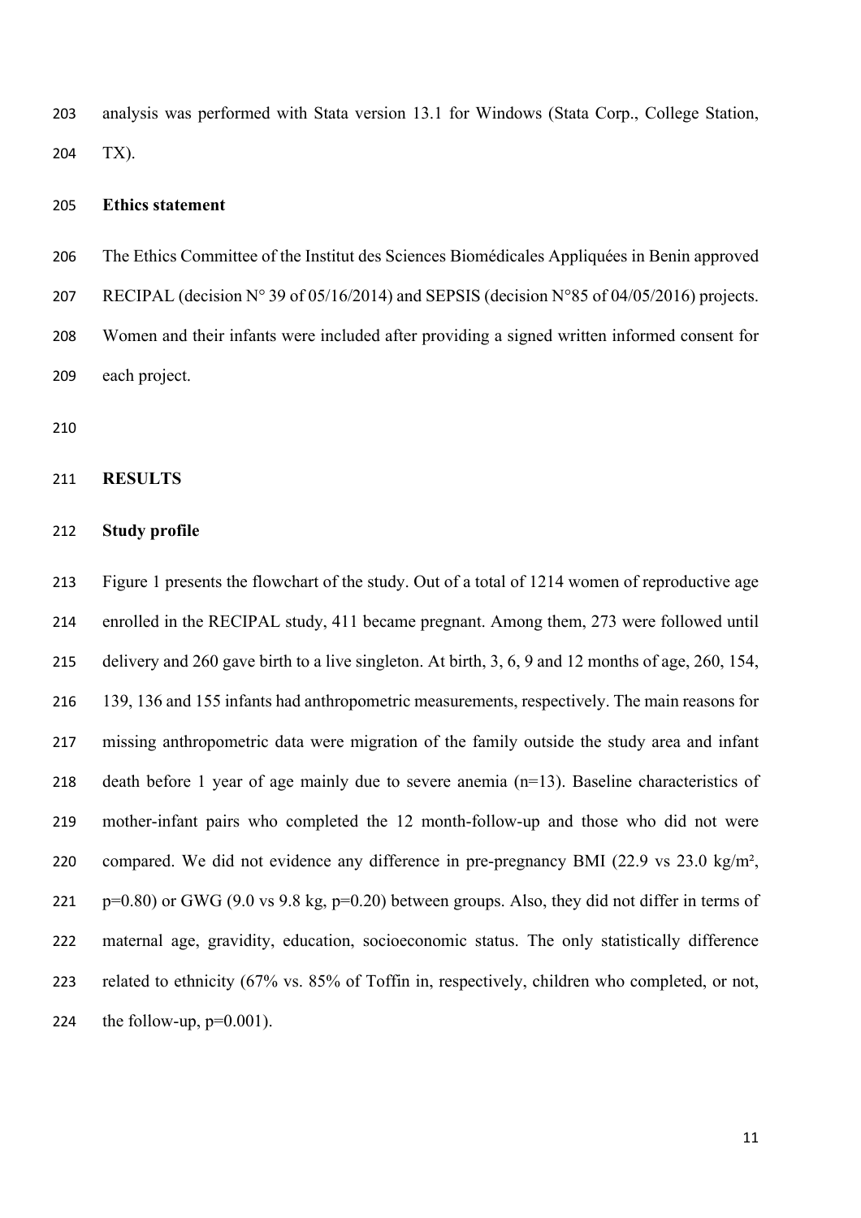analysis was performed with Stata version 13.1 for Windows (Stata Corp., College Station, TX).

**Ethics statement**

The Ethics Committee of the Institut des Sciences Biomédicales Appliquées in Benin approved RECIPAL (decision N° 39 of 05/16/2014) and SEPSIS (decision N°85 of 04/05/2016) projects. Women and their infants were included after providing a signed written informed consent for each project.

## RESULTS

**Study profile**

Figure 1 presents the flowchart of the study. Out of a total of 1214 women of reproductive age enrolled in the RECIPAL study, 411 became pregnant. Among them, 273 were followed until delivery and 260 gave birth to a live singleton. At birth, 3, 6, 9 and 12 months of age, 260, 154, 139, 136 and 155 infants had anthropometric measurements, respectively. The main reasons for missing anthropometric data were migration of the family outside the study area and infant death before 1 year of age mainly due to severe anemia (n=13). Baseline characteristics of mother-infant pairs who completed the 12 month-follow-up and those who did not were compared. We did not evidence any difference in pre-pregnancy BMI (22.9 vs 23.0 kg/m², p=0.80) or GWG (9.0 vs 9.8 kg, p=0.20) between groups. Also, they did not differ in terms of maternal age, gravidity, education, socioeconomic status. The only statistically difference related to ethnicity (67% vs. 85% of Toffin in, respectively, children who completed, or not, the follow-up, p=0.001).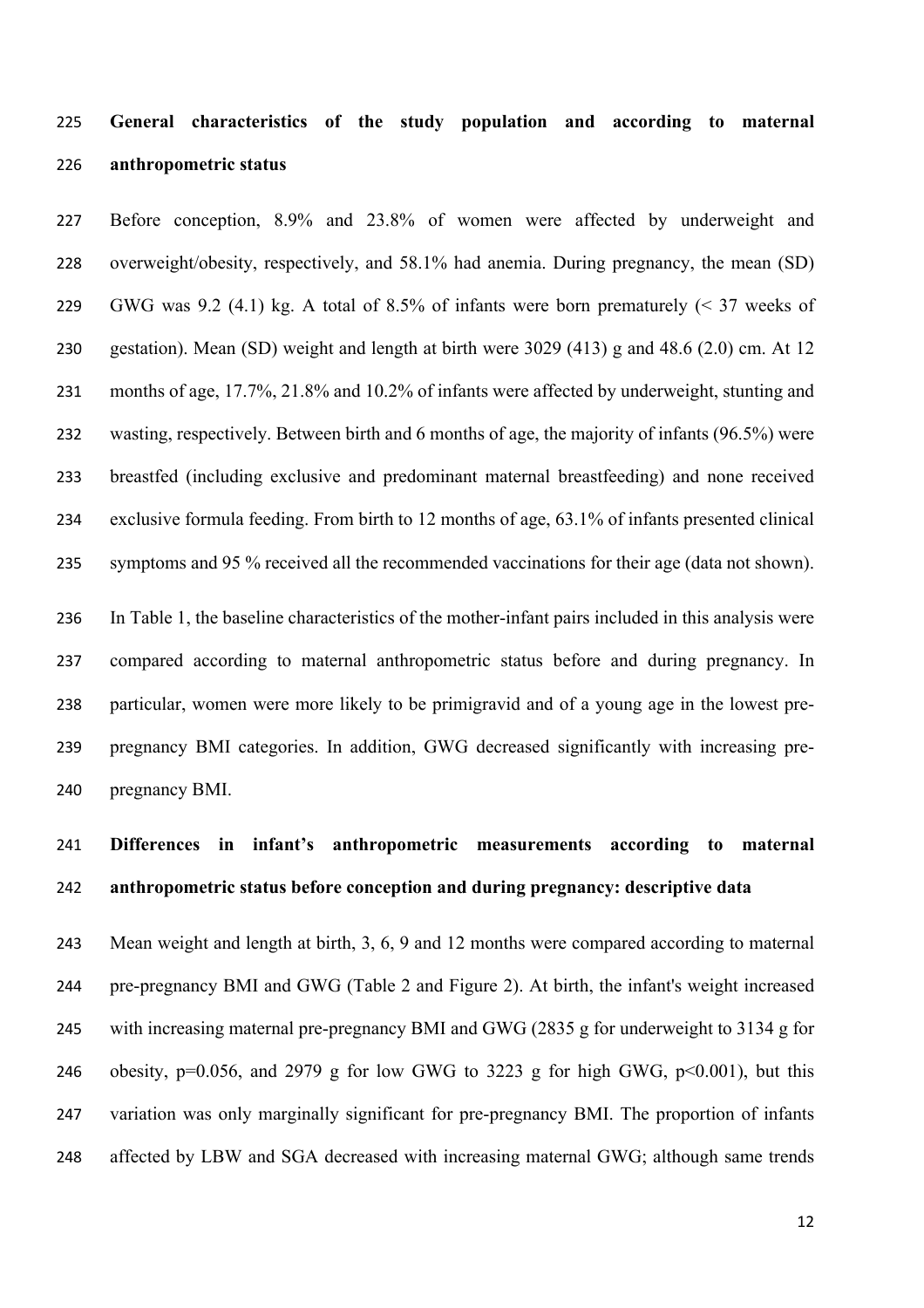## General characteristics of the study population and according to maternal anthropometric status

Before conception, 8.9% and 23.8% of women were affected by underweight and overweight/obesity, respectively, and 58.1% had anemia. During pregnancy, the mean (SD) GWG was 9.2 (4.1) kg. A total of 8.5% of infants were born prematurely (< 37 weeks of gestation). Mean (SD) weight and length at birth were 3029 (413) g and 48.6 (2.0) cm. At 12 months of age, 17.7%, 21.8% and 10.2% of infants were affected by underweight, stunting and wasting, respectively. Between birth and 6 months of age, the majority of infants (96.5%) were breastfed (including exclusive and predominant maternal breastfeeding) and none received exclusive formula feeding. From birth to 12 months of age, 63.1% of infants presented clinical symptoms and 95 % received all the recommended vaccinations for their age (data not shown).

In Table 1, the baseline characteristics of the mother-infant pairs included in this analysis were compared according to maternal anthropometric status before and during pregnancy. In particular, women were more likely to be primigravid and of a young age in the lowest pre-pregnancy BMI categories. In addition, GWG decreased significantly with increasing pre-pregnancy BMI.

## Differences in infant's anthropometric measurements according to maternal anthropometric status before conception and during pregnancy: descriptive data

Mean weight and length at birth, 3, 6, 9 and 12 months were compared according to maternal pre-pregnancy BMI and GWG (Table 2 and Figure 2). At birth, the infant's weight increased with increasing maternal pre-pregnancy BMI and GWG (2835 g for underweight to 3134 g for obesity, $p=0.056$, and 2979 g for low GWG to 3223 g for high GWG, $p<0.001$), but this variation was only marginally significant for pre-pregnancy BMI. The proportion of infants affected by LBW and SGA decreased with increasing maternal GWG; although same trends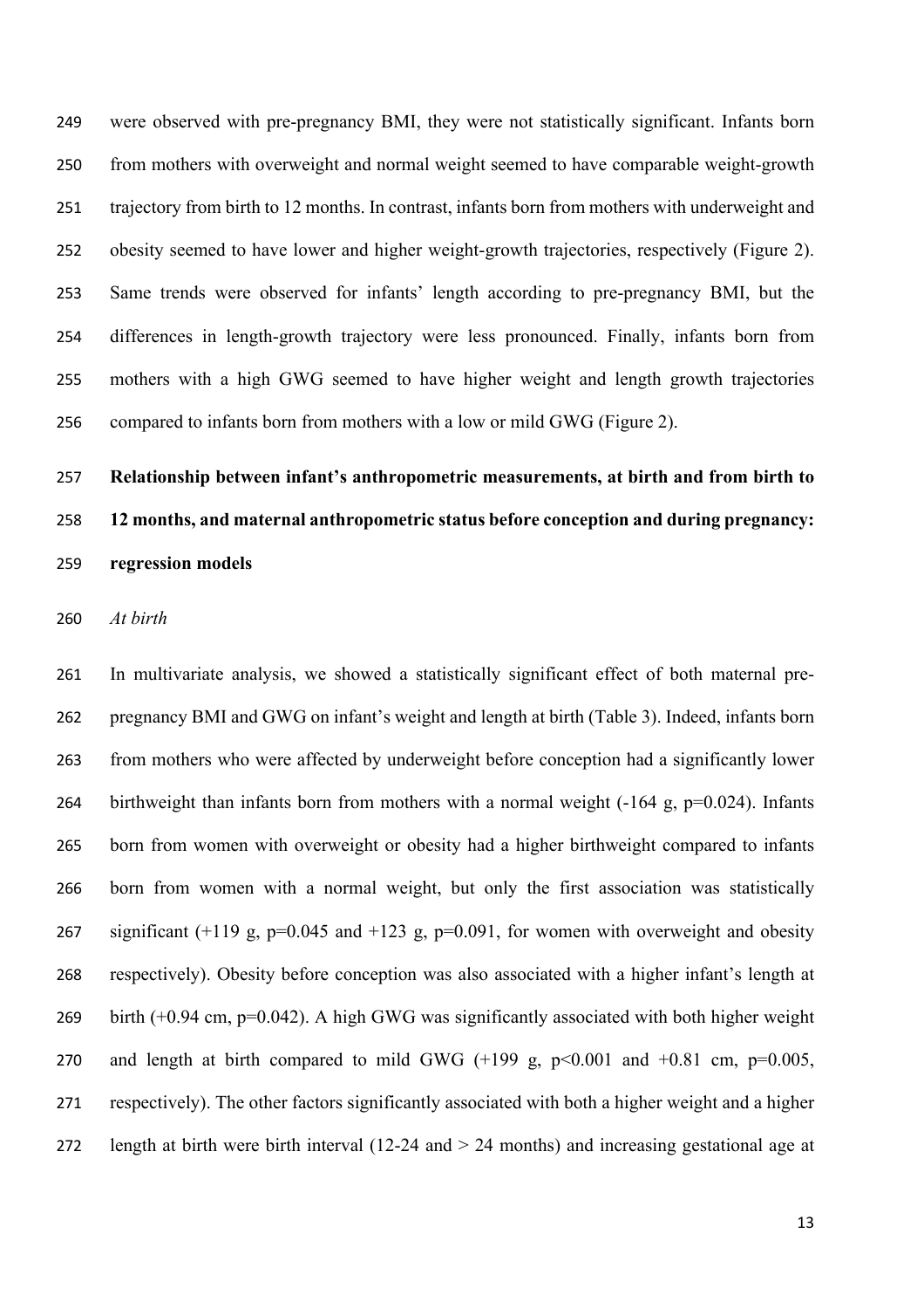were observed with pre-pregnancy BMI, they were not statistically significant. Infants born from mothers with overweight and normal weight seemed to have comparable weight-growth trajectory from birth to 12 months. In contrast, infants born from mothers with underweight and obesity seemed to have lower and higher weight-growth trajectories, respectively (Figure 2). Same trends were observed for infants' length according to pre-pregnancy BMI, but the differences in length-growth trajectory were less pronounced. Finally, infants born from mothers with a high GWG seemed to have higher weight and length growth trajectories compared to infants born from mothers with a low or mild GWG (Figure 2).

**Relationship between infant's anthropometric measurements, at birth and from birth to 12 months, and maternal anthropometric status before conception and during pregnancy: regression models**

*At birth*

In multivariate analysis, we showed a statistically significant effect of both maternal pre-pregnancy BMI and GWG on infant's weight and length at birth (Table 3). Indeed, infants born from mothers who were affected by underweight before conception had a significantly lower birthweight than infants born from mothers with a normal weight (-164 g, $p=0.024$). Infants born from women with overweight or obesity had a higher birthweight compared to infants born from women with a normal weight, but only the first association was statistically significant (+119 g, $p=0.045$ and +123 g, $p=0.091$, for women with overweight and obesity respectively). Obesity before conception was also associated with a higher infant's length at birth (+0.94 cm, $p=0.042$). A high GWG was significantly associated with both higher weight and length at birth compared to mild GWG (+199 g, $p<0.001$ and +0.81 cm, $p=0.005$, respectively). The other factors significantly associated with both a higher weight and a higher length at birth were birth interval (12-24 and > 24 months) and increasing gestational age at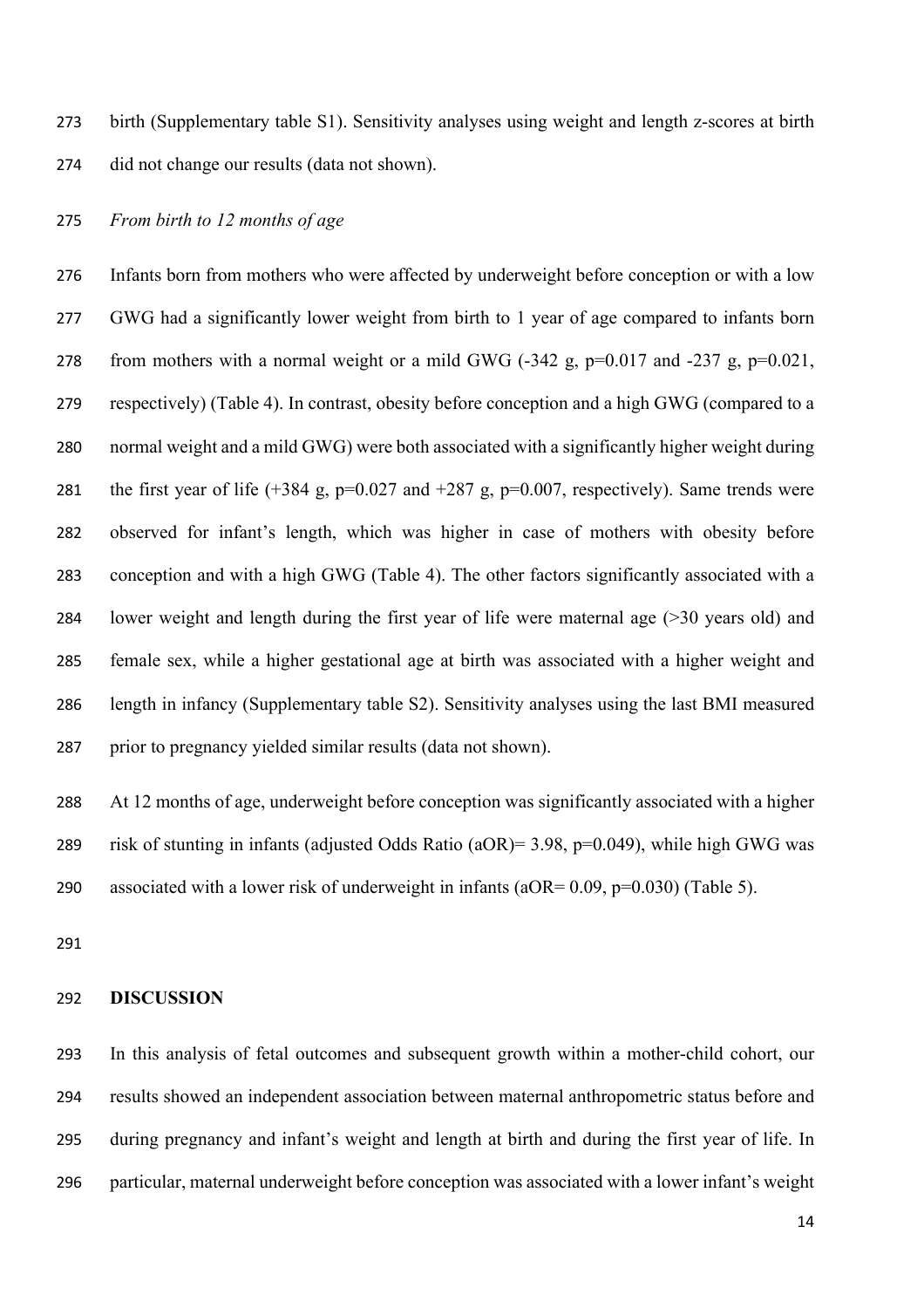birth (Supplementary table S1). Sensitivity analyses using weight and length z-scores at birth did not change our results (data not shown).

*From birth to 12 months of age*

Infants born from mothers who were affected by underweight before conception or with a low GWG had a significantly lower weight from birth to 1 year of age compared to infants born from mothers with a normal weight or a mild GWG (-342 g, p=0.017 and -237 g, p=0.021, respectively) (Table 4). In contrast, obesity before conception and a high GWG (compared to a normal weight and a mild GWG) were both associated with a significantly higher weight during the first year of life (+384 g, p=0.027 and +287 g, p=0.007, respectively). Same trends were observed for infant's length, which was higher in case of mothers with obesity before conception and with a high GWG (Table 4). The other factors significantly associated with a lower weight and length during the first year of life were maternal age (>30 years old) and female sex, while a higher gestational age at birth was associated with a higher weight and length in infancy (Supplementary table S2). Sensitivity analyses using the last BMI measured prior to pregnancy yielded similar results (data not shown).

At 12 months of age, underweight before conception was significantly associated with a higher risk of stunting in infants (adjusted Odds Ratio (aOR)= 3.98, p=0.049), while high GWG was associated with a lower risk of underweight in infants (aOR= 0.09, p=0.030) (Table 5).

## DISCUSSION

In this analysis of fetal outcomes and subsequent growth within a mother-child cohort, our results showed an independent association between maternal anthropometric status before and during pregnancy and infant's weight and length at birth and during the first year of life. In particular, maternal underweight before conception was associated with a lower infant's weight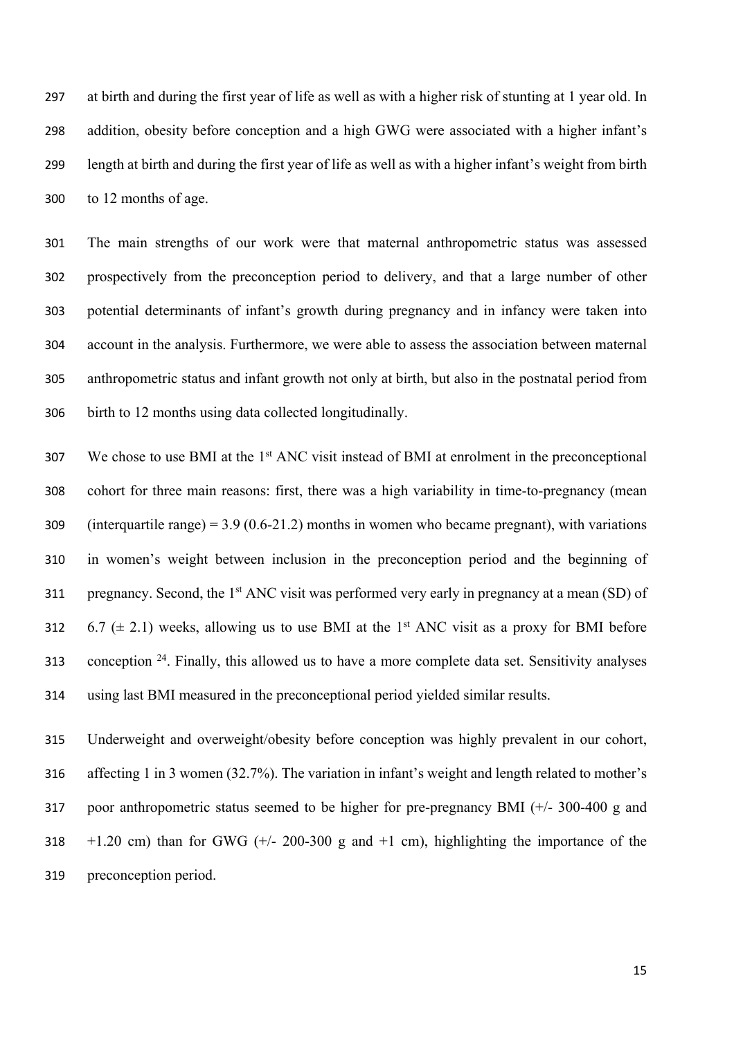at birth and during the first year of life as well as with a higher risk of stunting at 1 year old. In addition, obesity before conception and a high GWG were associated with a higher infant's length at birth and during the first year of life as well as with a higher infant's weight from birth to 12 months of age.

The main strengths of our work were that maternal anthropometric status was assessed prospectively from the preconception period to delivery, and that a large number of other potential determinants of infant's growth during pregnancy and in infancy were taken into account in the analysis. Furthermore, we were able to assess the association between maternal anthropometric status and infant growth not only at birth, but also in the postnatal period from birth to 12 months using data collected longitudinally.

We chose to use BMI at the 1st ANC visit instead of BMI at enrolment in the preconceptional cohort for three main reasons: first, there was a high variability in time-to-pregnancy (mean (interquartile range) = 3.9 (0.6-21.2) months in women who became pregnant), with variations in women's weight between inclusion in the preconception period and the beginning of pregnancy. Second, the 1st ANC visit was performed very early in pregnancy at a mean (SD) of 6.7 (± 2.1) weeks, allowing us to use BMI at the 1st ANC visit as a proxy for BMI before conception [24]. Finally, this allowed us to have a more complete data set. Sensitivity analyses using last BMI measured in the preconceptional period yielded similar results.

Underweight and overweight/obesity before conception was highly prevalent in our cohort, affecting 1 in 3 women (32.7%). The variation in infant's weight and length related to mother's poor anthropometric status seemed to be higher for pre-pregnancy BMI (+/- 300-400 g and +1.20 cm) than for GWG (+/- 200-300 g and +1 cm), highlighting the importance of the preconception period.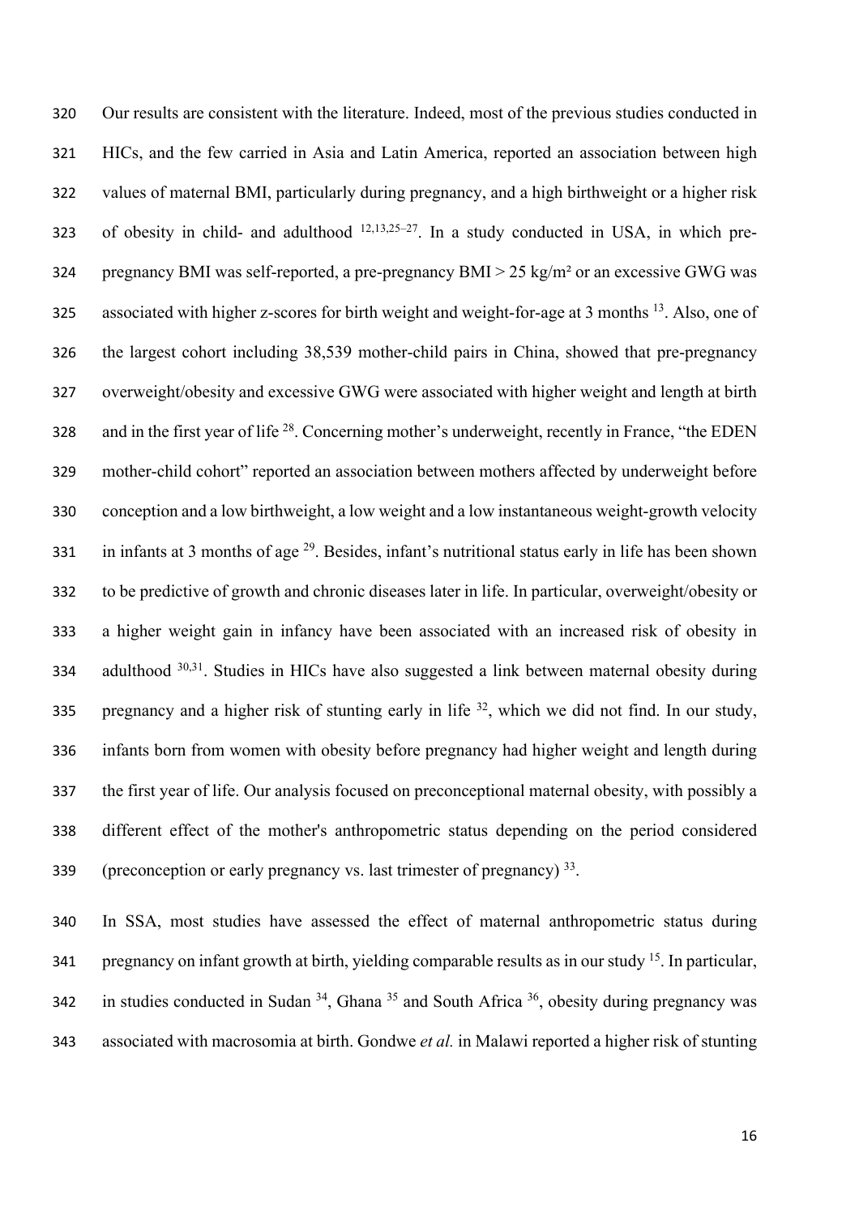Our results are consistent with the literature. Indeed, most of the previous studies conducted in HICs, and the few carried in Asia and Latin America, reported an association between high values of maternal BMI, particularly during pregnancy, and a high birthweight or a higher risk of obesity in child- and adulthood [12,13,25–27]. In a study conducted in USA, in which pre-pregnancy BMI was self-reported, a pre-pregnancy BMI > 25 kg/m² or an excessive GWG was associated with higher z-scores for birth weight and weight-for-age at 3 months [13]. Also, one of the largest cohort including 38,539 mother-child pairs in China, showed that pre-pregnancy overweight/obesity and excessive GWG were associated with higher weight and length at birth and in the first year of life [28]. Concerning mother's underweight, recently in France, "the EDEN mother-child cohort" reported an association between mothers affected by underweight before conception and a low birthweight, a low weight and a low instantaneous weight-growth velocity in infants at 3 months of age [29]. Besides, infant's nutritional status early in life has been shown to be predictive of growth and chronic diseases later in life. In particular, overweight/obesity or a higher weight gain in infancy have been associated with an increased risk of obesity in adulthood [30,31]. Studies in HICs have also suggested a link between maternal obesity during pregnancy and a higher risk of stunting early in life [32], which we did not find. In our study, infants born from women with obesity before pregnancy had higher weight and length during the first year of life. Our analysis focused on preconceptional maternal obesity, with possibly a different effect of the mother's anthropometric status depending on the period considered (preconception or early pregnancy vs. last trimester of pregnancy) [33].

In SSA, most studies have assessed the effect of maternal anthropometric status during pregnancy on infant growth at birth, yielding comparable results as in our study [15]. In particular, in studies conducted in Sudan [34], Ghana [35] and South Africa [36], obesity during pregnancy was associated with macrosomia at birth. Gondwe *et al.* in Malawi reported a higher risk of stunting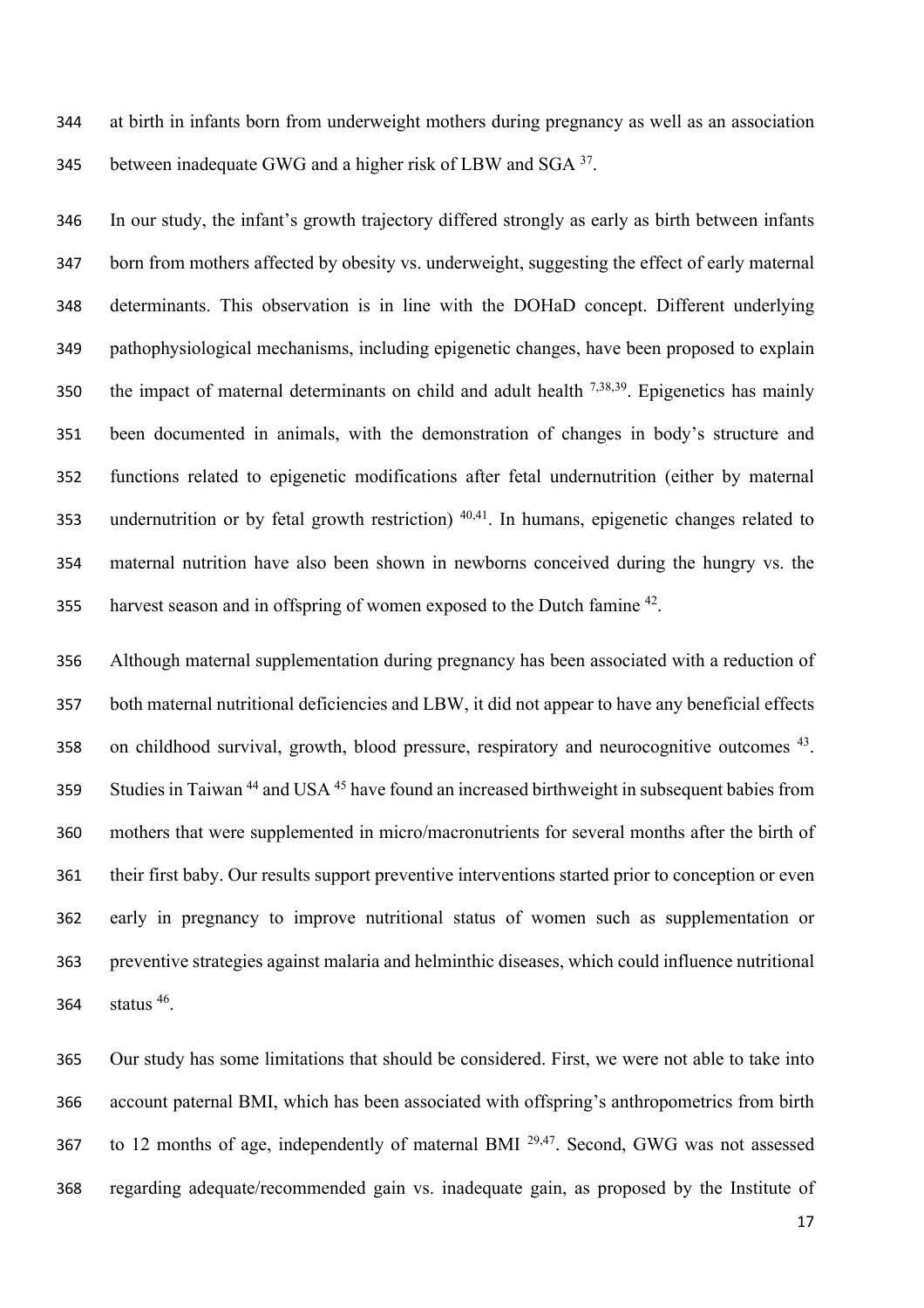at birth in infants born from underweight mothers during pregnancy as well as an association between inadequate GWG and a higher risk of LBW and SGA [37].

In our study, the infant's growth trajectory differed strongly as early as birth between infants born from mothers affected by obesity vs. underweight, suggesting the effect of early maternal determinants. This observation is in line with the DOHaD concept. Different underlying pathophysiological mechanisms, including epigenetic changes, have been proposed to explain the impact of maternal determinants on child and adult health [7,38,39]. Epigenetics has mainly been documented in animals, with the demonstration of changes in body's structure and functions related to epigenetic modifications after fetal undernutrition (either by maternal undernutrition or by fetal growth restriction) [40,41]. In humans, epigenetic changes related to maternal nutrition have also been shown in newborns conceived during the hungry vs. the harvest season and in offspring of women exposed to the Dutch famine [42].

Although maternal supplementation during pregnancy has been associated with a reduction of both maternal nutritional deficiencies and LBW, it did not appear to have any beneficial effects on childhood survival, growth, blood pressure, respiratory and neurocognitive outcomes [43]. Studies in Taiwan [44] and USA [45] have found an increased birthweight in subsequent babies from mothers that were supplemented in micro/macronutrients for several months after the birth of their first baby. Our results support preventive interventions started prior to conception or even early in pregnancy to improve nutritional status of women such as supplementation or preventive strategies against malaria and helminthic diseases, which could influence nutritional status [46].

Our study has some limitations that should be considered. First, we were not able to take into account paternal BMI, which has been associated with offspring's anthropometrics from birth to 12 months of age, independently of maternal BMI [29,47]. Second, GWG was not assessed regarding adequate/recommended gain vs. inadequate gain, as proposed by the Institute of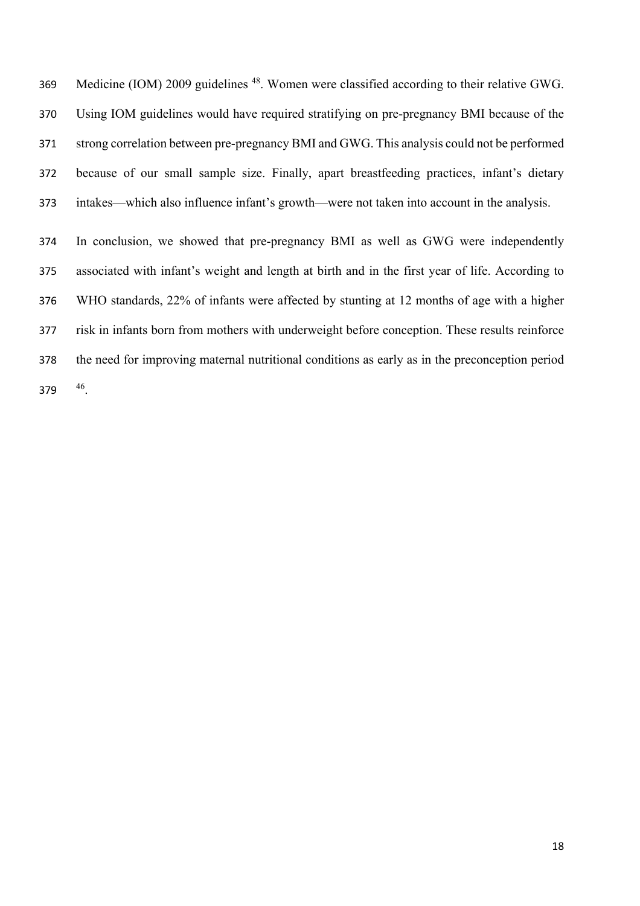Medicine (IOM) 2009 guidelines [48]. Women were classified according to their relative GWG. Using IOM guidelines would have required stratifying on pre-pregnancy BMI because of the strong correlation between pre-pregnancy BMI and GWG. This analysis could not be performed because of our small sample size. Finally, apart breastfeeding practices, infant's dietary intakes—which also influence infant's growth—were not taken into account in the analysis.

In conclusion, we showed that pre-pregnancy BMI as well as GWG were independently associated with infant's weight and length at birth and in the first year of life. According to WHO standards, 22% of infants were affected by stunting at 12 months of age with a higher risk in infants born from mothers with underweight before conception. These results reinforce the need for improving maternal nutritional conditions as early as in the preconception period [46].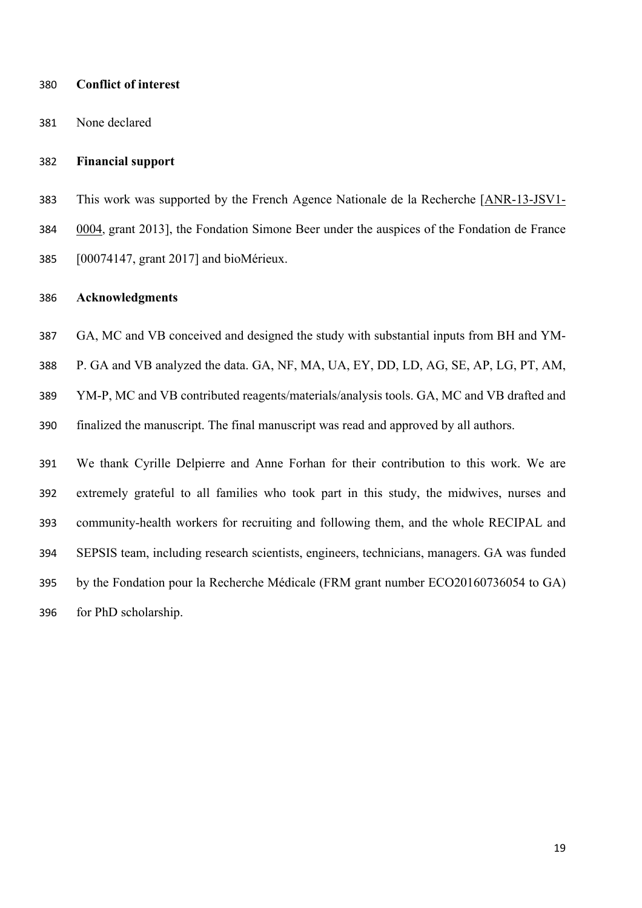## Conflict of interest

None declared

## Financial support

This work was supported by the French Agence Nationale de la Recherche [ANR-13-JSV1-0004, grant 2013], the Fondation Simone Beer under the auspices of the Fondation de France [00074147, grant 2017] and bioMérieux.

## Acknowledgments

GA, MC and VB conceived and designed the study with substantial inputs from BH and YM-P. GA and VB analyzed the data. GA, NF, MA, UA, EY, DD, LD, AG, SE, AP, LG, PT, AM, YM-P, MC and VB contributed reagents/materials/analysis tools. GA, MC and VB drafted and finalized the manuscript. The final manuscript was read and approved by all authors.

We thank Cyrille Delpierre and Anne Forhan for their contribution to this work. We are extremely grateful to all families who took part in this study, the midwives, nurses and community-health workers for recruiting and following them, and the whole RECIPAL and SEPSIS team, including research scientists, engineers, technicians, managers. GA was funded by the Fondation pour la Recherche Médicale (FRM grant number ECO20160736054 to GA) for PhD scholarship.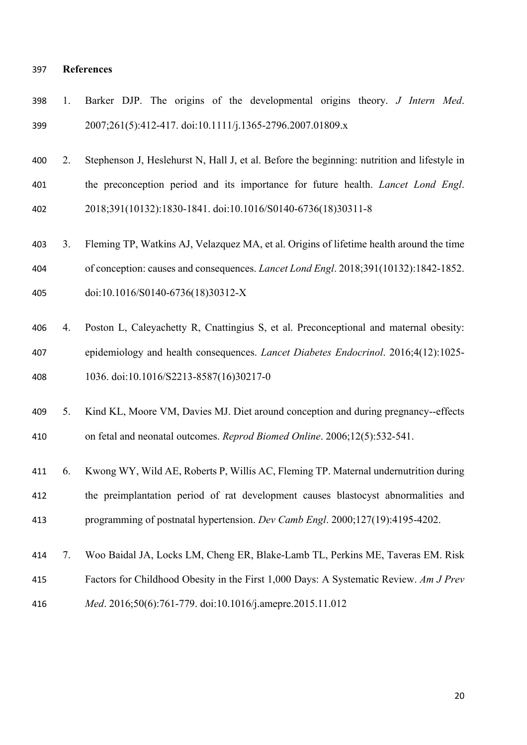## References

1. Barker DJP. The origins of the developmental origins theory. *J Intern Med*. 2007;261(5):412-417. doi:10.1111/j.1365-2796.2007.01809.x

2. Stephenson J, Heslehurst N, Hall J, et al. Before the beginning: nutrition and lifestyle in the preconception period and its importance for future health. *Lancet Lond Engl*. 2018;391(10132):1830-1841. doi:10.1016/S0140-6736(18)30311-8

3. Fleming TP, Watkins AJ, Velazquez MA, et al. Origins of lifetime health around the time of conception: causes and consequences. *Lancet Lond Engl*. 2018;391(10132):1842-1852. doi:10.1016/S0140-6736(18)30312-X

4. Poston L, Caleyachetty R, Cnattingius S, et al. Preconceptional and maternal obesity: epidemiology and health consequences. *Lancet Diabetes Endocrinol*. 2016;4(12):1025-1036. doi:10.1016/S2213-8587(16)30217-0

5. Kind KL, Moore VM, Davies MJ. Diet around conception and during pregnancy--effects on fetal and neonatal outcomes. *Reprod Biomed Online*. 2006;12(5):532-541.

6. Kwong WY, Wild AE, Roberts P, Willis AC, Fleming TP. Maternal undernutrition during the preimplantation period of rat development causes blastocyst abnormalities and programming of postnatal hypertension. *Dev Camb Engl*. 2000;127(19):4195-4202.

7. Woo Baidal JA, Locks LM, Cheng ER, Blake-Lamb TL, Perkins ME, Taveras EM. Risk Factors for Childhood Obesity in the First 1,000 Days: A Systematic Review. *Am J Prev Med*. 2016;50(6):761-779. doi:10.1016/j.amepre.2015.11.012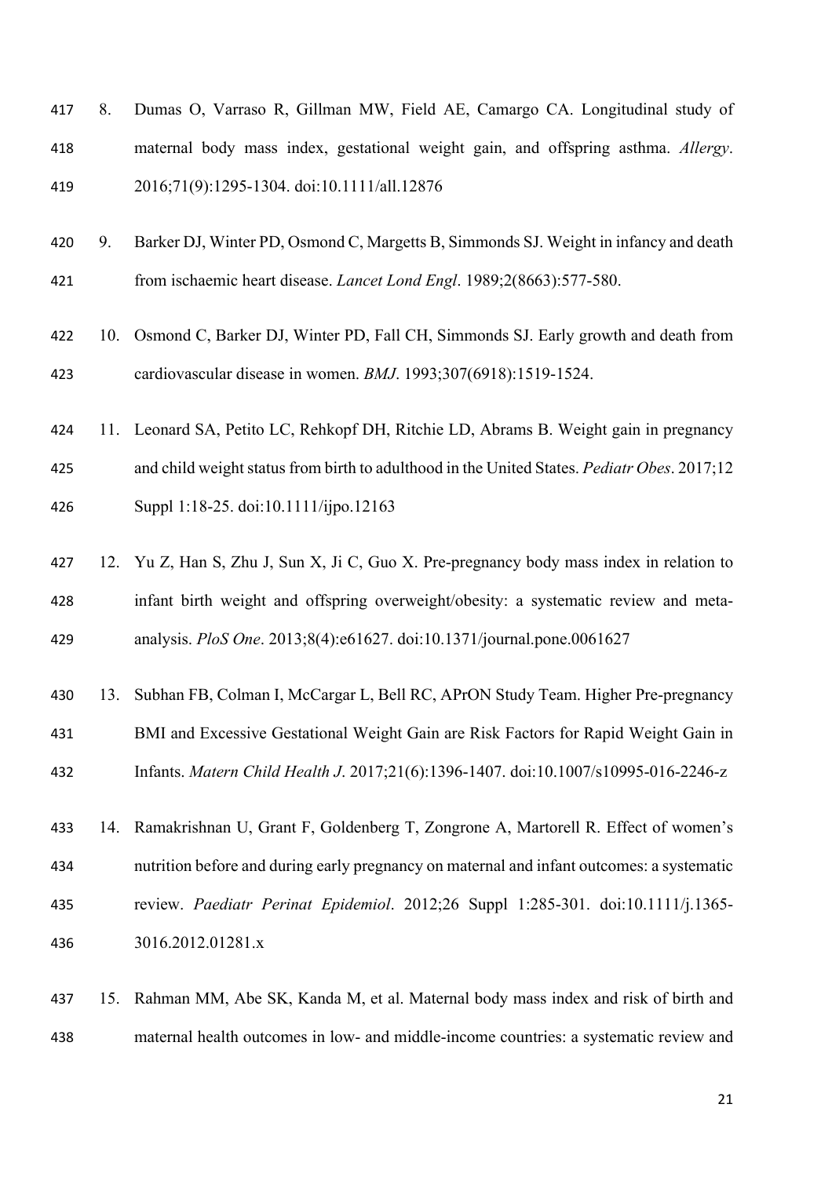8. Dumas O, Varraso R, Gillman MW, Field AE, Camargo CA. Longitudinal study of maternal body mass index, gestational weight gain, and offspring asthma. *Allergy*. 2016;71(9):1295-1304. doi:10.1111/all.12876

9. Barker DJ, Winter PD, Osmond C, Margetts B, Simmonds SJ. Weight in infancy and death from ischaemic heart disease. *Lancet Lond Engl*. 1989;2(8663):577-580.

10. Osmond C, Barker DJ, Winter PD, Fall CH, Simmonds SJ. Early growth and death from cardiovascular disease in women. *BMJ*. 1993;307(6918):1519-1524.

11. Leonard SA, Petito LC, Rehkopf DH, Ritchie LD, Abrams B. Weight gain in pregnancy and child weight status from birth to adulthood in the United States. *Pediatr Obes*. 2017;12 Suppl 1:18-25. doi:10.1111/ijpo.12163

12. Yu Z, Han S, Zhu J, Sun X, Ji C, Guo X. Pre-pregnancy body mass index in relation to infant birth weight and offspring overweight/obesity: a systematic review and meta-analysis. *PloS One*. 2013;8(4):e61627. doi:10.1371/journal.pone.0061627

13. Subhan FB, Colman I, McCargar L, Bell RC, APrON Study Team. Higher Pre-pregnancy BMI and Excessive Gestational Weight Gain are Risk Factors for Rapid Weight Gain in Infants. *Matern Child Health J*. 2017;21(6):1396-1407. doi:10.1007/s10995-016-2246-z

14. Ramakrishnan U, Grant F, Goldenberg T, Zongrone A, Martorell R. Effect of women's nutrition before and during early pregnancy on maternal and infant outcomes: a systematic review. *Paediatr Perinat Epidemiol*. 2012;26 Suppl 1:285-301. doi:10.1111/j.1365-3016.2012.01281.x

15. Rahman MM, Abe SK, Kanda M, et al. Maternal body mass index and risk of birth and maternal health outcomes in low- and middle-income countries: a systematic review and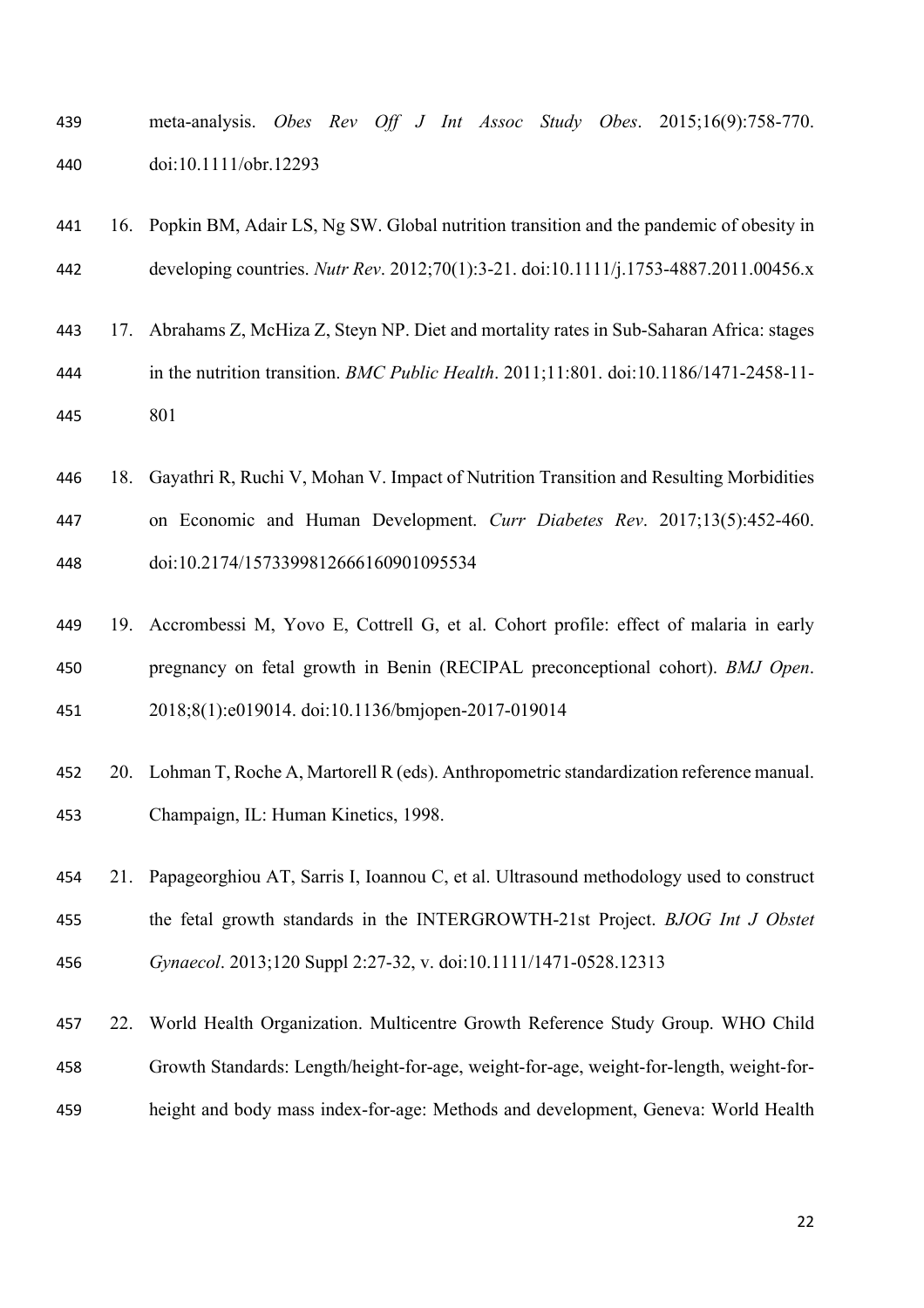meta-analysis. *Obes Rev Off J Int Assoc Study Obes*. 2015;16(9):758-770. doi:10.1111/obr.12293

16. Popkin BM, Adair LS, Ng SW. Global nutrition transition and the pandemic of obesity in developing countries. *Nutr Rev*. 2012;70(1):3-21. doi:10.1111/j.1753-4887.2011.00456.x

17. Abrahams Z, McHiza Z, Steyn NP. Diet and mortality rates in Sub-Saharan Africa: stages in the nutrition transition. *BMC Public Health*. 2011;11:801. doi:10.1186/1471-2458-11-801

18. Gayathri R, Ruchi V, Mohan V. Impact of Nutrition Transition and Resulting Morbidities on Economic and Human Development. *Curr Diabetes Rev*. 2017;13(5):452-460. doi:10.2174/1573399812666160901095534

19. Accrombessi M, Yovo E, Cottrell G, et al. Cohort profile: effect of malaria in early pregnancy on fetal growth in Benin (RECIPAL preconceptional cohort). *BMJ Open*. 2018;8(1):e019014. doi:10.1136/bmjopen-2017-019014

20. Lohman T, Roche A, Martorell R (eds). Anthropometric standardization reference manual. Champaign, IL: Human Kinetics, 1998.

21. Papageorghiou AT, Sarris I, Ioannou C, et al. Ultrasound methodology used to construct the fetal growth standards in the INTERGROWTH-21st Project. *BJOG Int J Obstet Gynaecol*. 2013;120 Suppl 2:27-32, v. doi:10.1111/1471-0528.12313

22. World Health Organization. Multicentre Growth Reference Study Group. WHO Child Growth Standards: Length/height-for-age, weight-for-age, weight-for-length, weight-for-height and body mass index-for-age: Methods and development, Geneva: World Health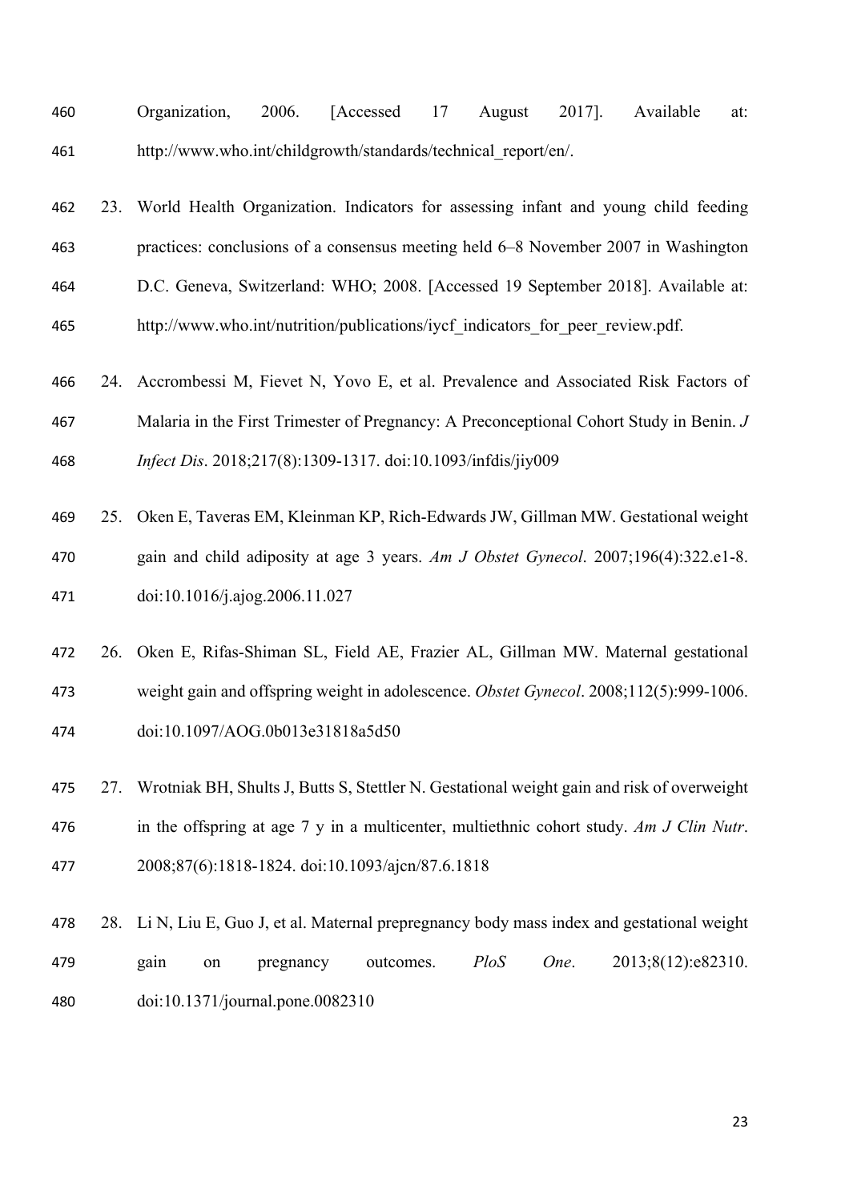Organization, 2006. [Accessed 17 August 2017]. Available at: http://www.who.int/childgrowth/standards/technical_report/en/.

23. World Health Organization. Indicators for assessing infant and young child feeding practices: conclusions of a consensus meeting held 6–8 November 2007 in Washington D.C. Geneva, Switzerland: WHO; 2008. [Accessed 19 September 2018]. Available at: http://www.who.int/nutrition/publications/iycf_indicators_for_peer_review.pdf.

24. Accrombessi M, Fievet N, Yovo E, et al. Prevalence and Associated Risk Factors of Malaria in the First Trimester of Pregnancy: A Preconceptional Cohort Study in Benin. *J Infect Dis*. 2018;217(8):1309-1317. doi:10.1093/infdis/jiy009

25. Oken E, Taveras EM, Kleinman KP, Rich-Edwards JW, Gillman MW. Gestational weight gain and child adiposity at age 3 years. *Am J Obstet Gynecol*. 2007;196(4):322.e1-8. doi:10.1016/j.ajog.2006.11.027

26. Oken E, Rifas-Shiman SL, Field AE, Frazier AL, Gillman MW. Maternal gestational weight gain and offspring weight in adolescence. *Obstet Gynecol*. 2008;112(5):999-1006. doi:10.1097/AOG.0b013e31818a5d50

27. Wrotniak BH, Shults J, Butts S, Stettler N. Gestational weight gain and risk of overweight in the offspring at age 7 y in a multicenter, multiethnic cohort study. *Am J Clin Nutr*. 2008;87(6):1818-1824. doi:10.1093/ajcn/87.6.1818

28. Li N, Liu E, Guo J, et al. Maternal prepregnancy body mass index and gestational weight gain on pregnancy outcomes. *PloS One*. 2013;8(12):e82310. doi:10.1371/journal.pone.0082310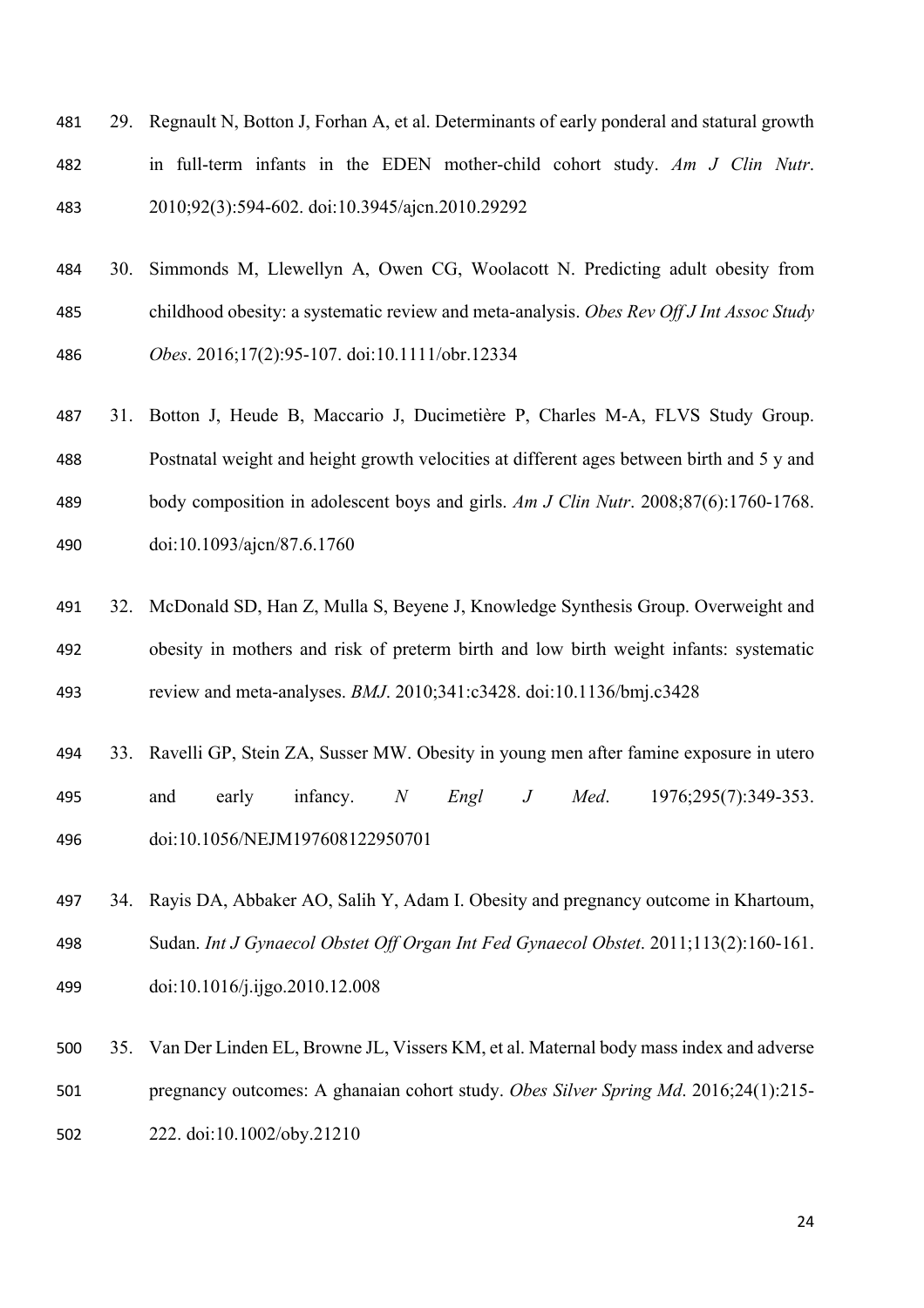29. Regnault N, Botton J, Forhan A, et al. Determinants of early ponderal and statural growth in full-term infants in the EDEN mother-child cohort study. *Am J Clin Nutr*. 2010;92(3):594-602. doi:10.3945/ajcn.2010.29292

30. Simmonds M, Llewellyn A, Owen CG, Woolacott N. Predicting adult obesity from childhood obesity: a systematic review and meta-analysis. *Obes Rev Off J Int Assoc Study Obes*. 2016;17(2):95-107. doi:10.1111/obr.12334

31. Botton J, Heude B, Maccario J, Ducimetière P, Charles M-A, FLVS Study Group. Postnatal weight and height growth velocities at different ages between birth and 5 y and body composition in adolescent boys and girls. *Am J Clin Nutr*. 2008;87(6):1760-1768. doi:10.1093/ajcn/87.6.1760

32. McDonald SD, Han Z, Mulla S, Beyene J, Knowledge Synthesis Group. Overweight and obesity in mothers and risk of preterm birth and low birth weight infants: systematic review and meta-analyses. *BMJ*. 2010;341:c3428. doi:10.1136/bmj.c3428

33. Ravelli GP, Stein ZA, Susser MW. Obesity in young men after famine exposure in utero and early infancy. *N Engl J Med*. 1976;295(7):349-353. doi:10.1056/NEJM197608122950701

34. Rayis DA, Abbaker AO, Salih Y, Adam I. Obesity and pregnancy outcome in Khartoum, Sudan. *Int J Gynaecol Obstet Off Organ Int Fed Gynaecol Obstet*. 2011;113(2):160-161. doi:10.1016/j.ijgo.2010.12.008

35. Van Der Linden EL, Browne JL, Vissers KM, et al. Maternal body mass index and adverse pregnancy outcomes: A ghanaian cohort study. *Obes Silver Spring Md*. 2016;24(1):215-222. doi:10.1002/oby.21210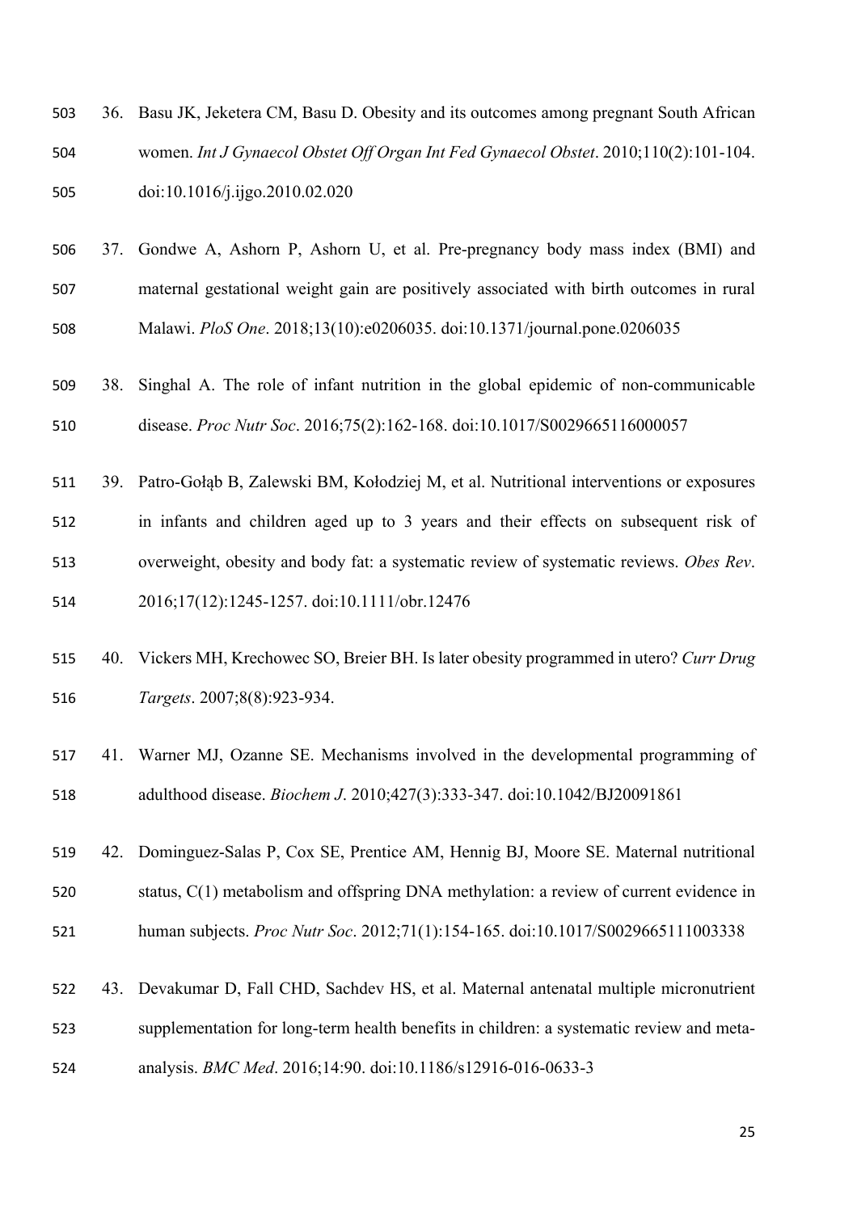36. Basu JK, Jeketera CM, Basu D. Obesity and its outcomes among pregnant South African women. *Int J Gynaecol Obstet Off Organ Int Fed Gynaecol Obstet*. 2010;110(2):101-104. doi:10.1016/j.ijgo.2010.02.020

37. Gondwe A, Ashorn P, Ashorn U, et al. Pre-pregnancy body mass index (BMI) and maternal gestational weight gain are positively associated with birth outcomes in rural Malawi. *PloS One*. 2018;13(10):e0206035. doi:10.1371/journal.pone.0206035

38. Singhal A. The role of infant nutrition in the global epidemic of non-communicable disease. *Proc Nutr Soc*. 2016;75(2):162-168. doi:10.1017/S0029665116000057

39. Patro-Gołąb B, Zalewski BM, Kołodziej M, et al. Nutritional interventions or exposures in infants and children aged up to 3 years and their effects on subsequent risk of overweight, obesity and body fat: a systematic review of systematic reviews. *Obes Rev*. 2016;17(12):1245-1257. doi:10.1111/obr.12476

40. Vickers MH, Krechowec SO, Breier BH. Is later obesity programmed in utero? *Curr Drug Targets*. 2007;8(8):923-934.

41. Warner MJ, Ozanne SE. Mechanisms involved in the developmental programming of adulthood disease. *Biochem J*. 2010;427(3):333-347. doi:10.1042/BJ20091861

42. Dominguez-Salas P, Cox SE, Prentice AM, Hennig BJ, Moore SE. Maternal nutritional status, C(1) metabolism and offspring DNA methylation: a review of current evidence in human subjects. *Proc Nutr Soc*. 2012;71(1):154-165. doi:10.1017/S0029665111003338

43. Devakumar D, Fall CHD, Sachdev HS, et al. Maternal antenatal multiple micronutrient supplementation for long-term health benefits in children: a systematic review and meta-analysis. *BMC Med*. 2016;14:90. doi:10.1186/s12916-016-0633-3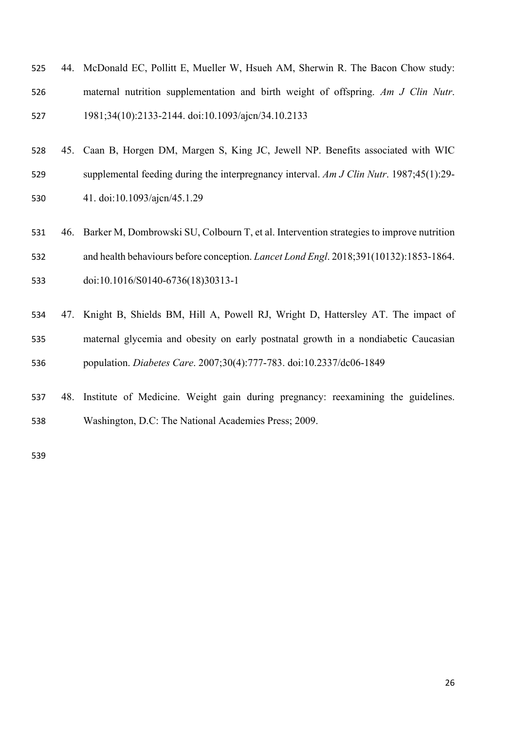44. McDonald EC, Pollitt E, Mueller W, Hsueh AM, Sherwin R. The Bacon Chow study: maternal nutrition supplementation and birth weight of offspring. *Am J Clin Nutr*. 1981;34(10):2133-2144. doi:10.1093/ajcn/34.10.2133

45. Caan B, Horgen DM, Margen S, King JC, Jewell NP. Benefits associated with WIC supplemental feeding during the interpregnancy interval. *Am J Clin Nutr*. 1987;45(1):29-41. doi:10.1093/ajcn/45.1.29

46. Barker M, Dombrowski SU, Colbourn T, et al. Intervention strategies to improve nutrition and health behaviours before conception. *Lancet Lond Engl*. 2018;391(10132):1853-1864. doi:10.1016/S0140-6736(18)30313-1

47. Knight B, Shields BM, Hill A, Powell RJ, Wright D, Hattersley AT. The impact of maternal glycemia and obesity on early postnatal growth in a nondiabetic Caucasian population. *Diabetes Care*. 2007;30(4):777-783. doi:10.2337/dc06-1849

48. Institute of Medicine. Weight gain during pregnancy: reexamining the guidelines. Washington, D.C: The National Academies Press; 2009.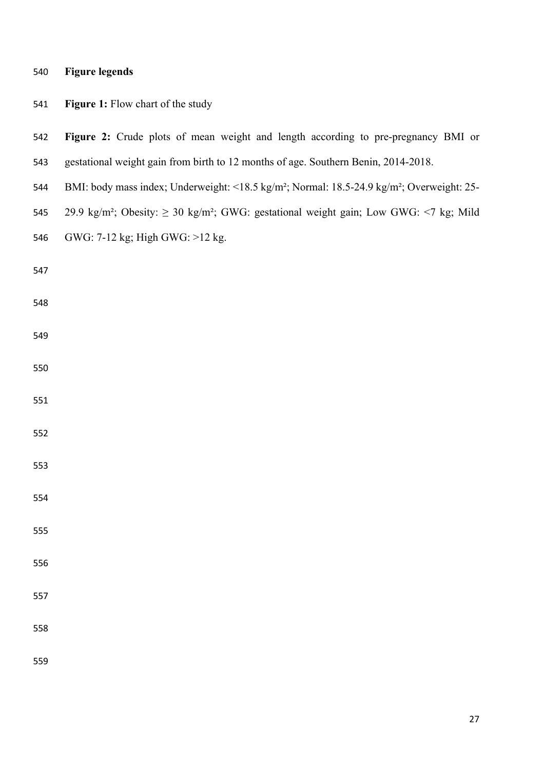## Figure legends

**Figure 1:** Flow chart of the study

**Figure 2:** Crude plots of mean weight and length according to pre-pregnancy BMI or gestational weight gain from birth to 12 months of age. Southern Benin, 2014-2018.

BMI: body mass index; Underweight: <18.5 kg/m²; Normal: 18.5-24.9 kg/m²; Overweight: 25-29.9 kg/m²; Obesity: ≥ 30 kg/m²; GWG: gestational weight gain; Low GWG: <7 kg; Mild GWG: 7-12 kg; High GWG: >12 kg.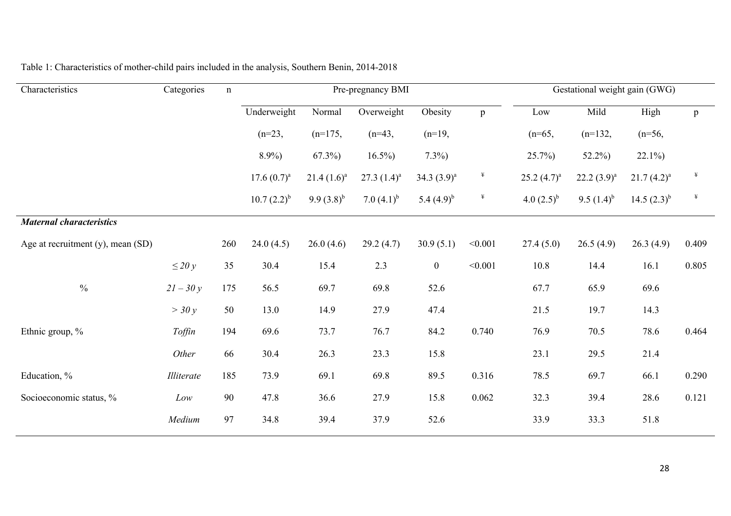Table 1: Characteristics of mother-child pairs included in the analysis, Southern Benin, 2014-2018

| Characteristics | Categories | n | Pre-pregnancy BMI | | | | | Gestational weight gain (GWG) | | | |
|---|---|---|---|---|---|---|---|---|---|---|---|
| | | | Underweight | Normal | Overweight | Obesity | p | Low | Mild | High | p |
| | | | (n=23, 8.9%) | (n=175, 67.3%) | (n=43, 16.5%) | (n=19, 7.3%) | | (n=65, 25.7%) | (n=132, 52.2%) | (n=56, 22.1%) | |
| | | | 17.6 (0.7)[a] | 21.4 (1.6)[a] | 27.3 (1.4)[a] | 34.3 (3.9)[a] | ¥ | 25.2 (4.7)[a] | 22.2 (3.9)[a] | 21.7 (4.2)[a] | ¥ |
| | | | 10.7 (2.2)[b] | 9.9 (3.8)[b] | 7.0 (4.1)[b] | 5.4 (4.9)[b] | ¥ | 4.0 (2.5)[b] | 9.5 (1.4)[b] | 14.5 (2.3)[b] | ¥ |
| ***Maternal characteristics*** | | | | | | | | | | | |
| Age at recruitment (y), mean (SD) | | 260 | 24.0 (4.5) | 26.0 (4.6) | 29.2 (4.7) | 30.9 (5.1) | <0.001 | 27.4 (5.0) | 26.5 (4.9) | 26.3 (4.9) | 0.409 |
| | *≤ 20 y* | 35 | 30.4 | 15.4 | 2.3 | 0 | <0.001 | 10.8 | 14.4 | 16.1 | 0.805 |
| % | *21 – 30 y* | 175 | 56.5 | 69.7 | 69.8 | 52.6 | | 67.7 | 65.9 | 69.6 | |
| | *> 30 y* | 50 | 13.0 | 14.9 | 27.9 | 47.4 | | 21.5 | 19.7 | 14.3 | |
| Ethnic group, % | *Toffin* | 194 | 69.6 | 73.7 | 76.7 | 84.2 | 0.740 | 76.9 | 70.5 | 78.6 | 0.464 |
| | *Other* | 66 | 30.4 | 26.3 | 23.3 | 15.8 | | 23.1 | 29.5 | 21.4 | |
| Education, % | *Illiterate* | 185 | 73.9 | 69.1 | 69.8 | 89.5 | 0.316 | 78.5 | 69.7 | 66.1 | 0.290 |
| Socioeconomic status, % | *Low* | 90 | 47.8 | 36.6 | 27.9 | 15.8 | 0.062 | 32.3 | 39.4 | 28.6 | 0.121 |
| | *Medium* | 97 | 34.8 | 39.4 | 37.9 | 52.6 | | 33.9 | 33.3 | 51.8 | |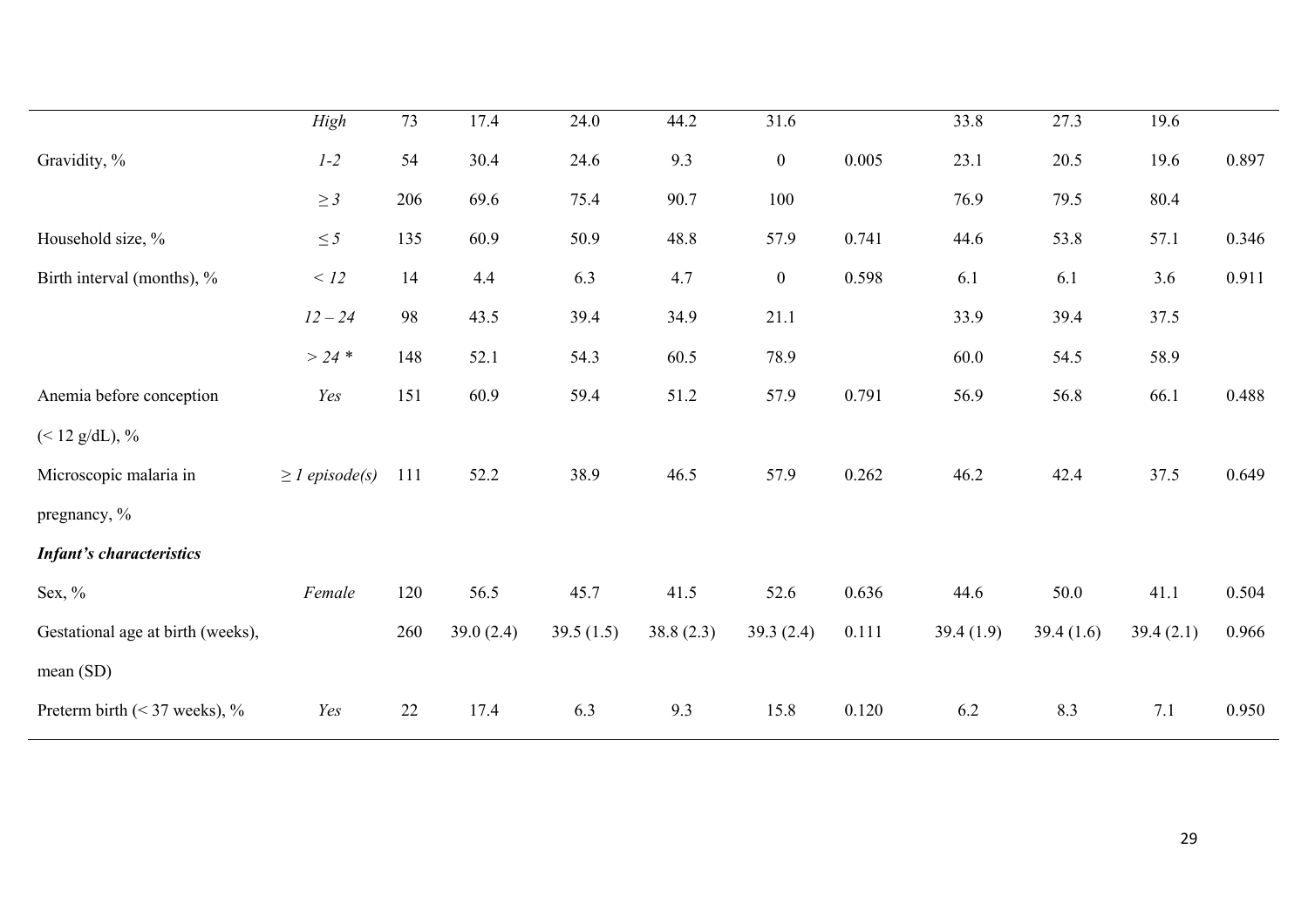|  |  |  |  |  |  |  |  |  |  |  |  |
|---|---|---|---|---|---|---|---|---|---|---|---|
|  | *High* | 73 | 17.4 | 24.0 | 44.2 | 31.6 |  | 33.8 | 27.3 | 19.6 |  |
| Gravidity, % | *1-2* | 54 | 30.4 | 24.6 | 9.3 | 0 | 0.005 | 23.1 | 20.5 | 19.6 | 0.897 |
|  | *≥ 3* | 206 | 69.6 | 75.4 | 90.7 | 100 |  | 76.9 | 79.5 | 80.4 |  |
| Household size, % | *≤ 5* | 135 | 60.9 | 50.9 | 48.8 | 57.9 | 0.741 | 44.6 | 53.8 | 57.1 | 0.346 |
| Birth interval (months), % | *< 12* | 14 | 4.4 | 6.3 | 4.7 | 0 | 0.598 | 6.1 | 6.1 | 3.6 | 0.911 |
|  | *12 – 24* | 98 | 43.5 | 39.4 | 34.9 | 21.1 |  | 33.9 | 39.4 | 37.5 |  |
|  | *> 24 ** | 148 | 52.1 | 54.3 | 60.5 | 78.9 |  | 60.0 | 54.5 | 58.9 |  |
| Anemia before conception (< 12 g/dL), % | *Yes* | 151 | 60.9 | 59.4 | 51.2 | 57.9 | 0.791 | 56.9 | 56.8 | 66.1 | 0.488 |
| Microscopic malaria in pregnancy, % | *≥ 1 episode(s)* | 111 | 52.2 | 38.9 | 46.5 | 57.9 | 0.262 | 46.2 | 42.4 | 37.5 | 0.649 |
| ***Infant's characteristics*** |  |  |  |  |  |  |  |  |  |  |  |
| Sex, % | *Female* | 120 | 56.5 | 45.7 | 41.5 | 52.6 | 0.636 | 44.6 | 50.0 | 41.1 | 0.504 |
| Gestational age at birth (weeks), mean (SD) |  | 260 | 39.0 (2.4) | 39.5 (1.5) | 38.8 (2.3) | 39.3 (2.4) | 0.111 | 39.4 (1.9) | 39.4 (1.6) | 39.4 (2.1) | 0.966 |
| Preterm birth (< 37 weeks), % | *Yes* | 22 | 17.4 | 6.3 | 9.3 | 15.8 | 0.120 | 6.2 | 8.3 | 7.1 | 0.950 |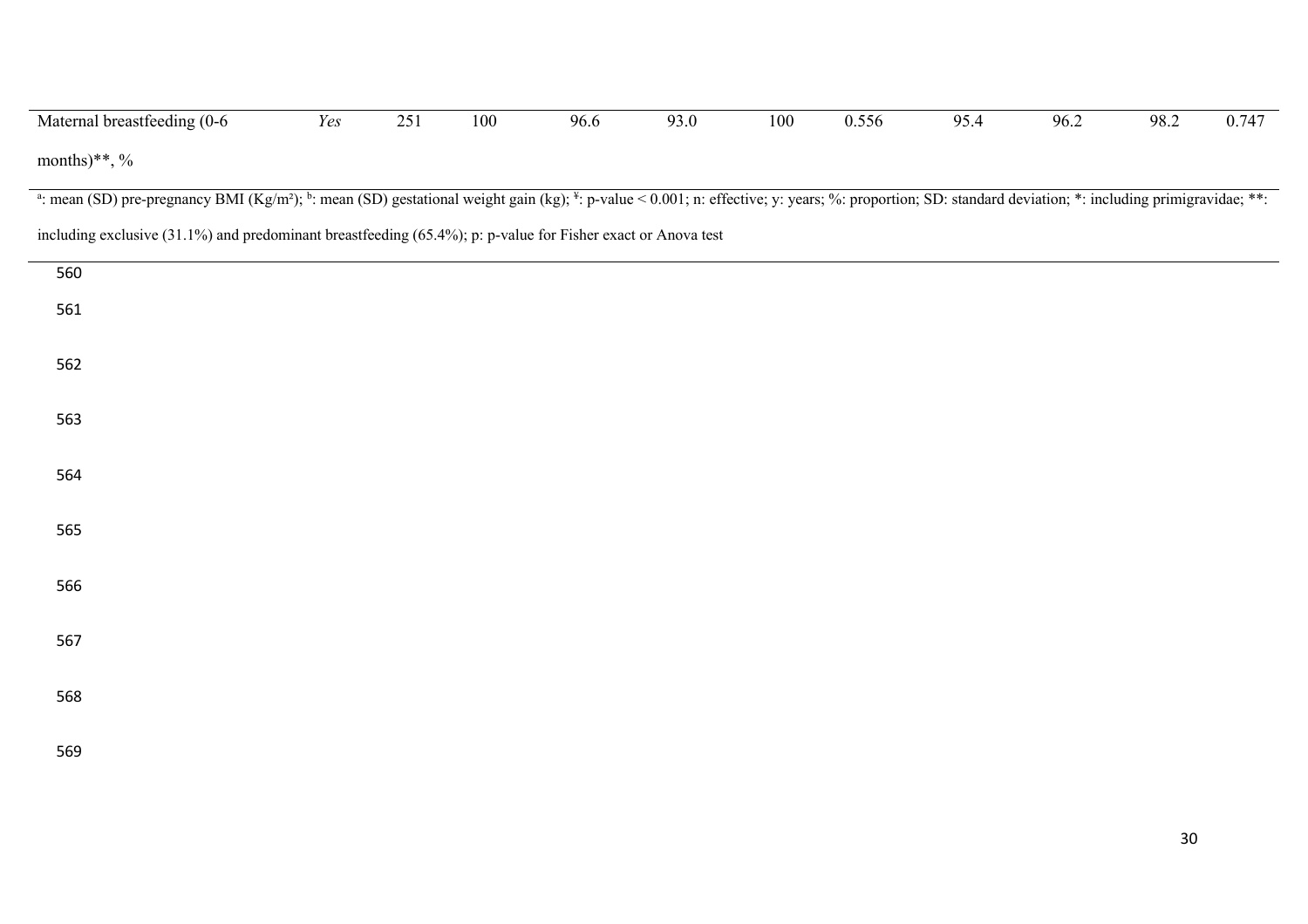| | | | | | | | | | | | |
|---|---|---|---|---|---|---|---|---|---|---|---|
| Maternal breastfeeding (0-6 months)**, % | *Yes* | 251 | 100 | 96.6 | 93.0 | 100 | 0.556 | 95.4 | 96.2 | 98.2 | 0.747 |

[a]: mean (SD) pre-pregnancy BMI (Kg/m²); [b]: mean (SD) gestational weight gain (kg); [¥]: p-value < 0.001; n: effective; y: years; %: proportion; SD: standard deviation; *: including primigravidae; **: including exclusive (31.1%) and predominant breastfeeding (65.4%); p: p-value for Fisher exact or Anova test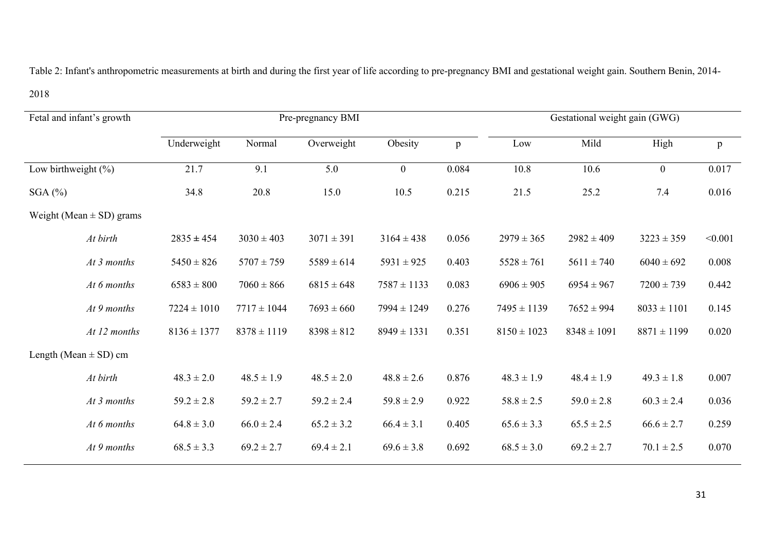Table 2: Infant's anthropometric measurements at birth and during the first year of life according to pre-pregnancy BMI and gestational weight gain. Southern Benin, 2014-2018

| Fetal and infant's growth | Pre-pregnancy BMI | | | | | Gestational weight gain (GWG) | | | |
|---|---|---|---|---|---|---|---|---|---|
| | Underweight | Normal | Overweight | Obesity | p | Low | Mild | High | p |
| Low birthweight (%) | 21.7 | 9.1 | 5.0 | 0 | 0.084 | 10.8 | 10.6 | 0 | 0.017 |
| SGA (%) | 34.8 | 20.8 | 15.0 | 10.5 | 0.215 | 21.5 | 25.2 | 7.4 | 0.016 |
| Weight (Mean ± SD) grams | | | | | | | | | |
| *At birth* | 2835 ± 454 | 3030 ± 403 | 3071 ± 391 | 3164 ± 438 | 0.056 | 2979 ± 365 | 2982 ± 409 | 3223 ± 359 | <0.001 |
| *At 3 months* | 5450 ± 826 | 5707 ± 759 | 5589 ± 614 | 5931 ± 925 | 0.403 | 5528 ± 761 | 5611 ± 740 | 6040 ± 692 | 0.008 |
| *At 6 months* | 6583 ± 800 | 7060 ± 866 | 6815 ± 648 | 7587 ± 1133 | 0.083 | 6906 ± 905 | 6954 ± 967 | 7200 ± 739 | 0.442 |
| *At 9 months* | 7224 ± 1010 | 7717 ± 1044 | 7693 ± 660 | 7994 ± 1249 | 0.276 | 7495 ± 1139 | 7652 ± 994 | 8033 ± 1101 | 0.145 |
| *At 12 months* | 8136 ± 1377 | 8378 ± 1119 | 8398 ± 812 | 8949 ± 1331 | 0.351 | 8150 ± 1023 | 8348 ± 1091 | 8871 ± 1199 | 0.020 |
| Length (Mean ± SD) cm | | | | | | | | | |
| *At birth* | 48.3 ± 2.0 | 48.5 ± 1.9 | 48.5 ± 2.0 | 48.8 ± 2.6 | 0.876 | 48.3 ± 1.9 | 48.4 ± 1.9 | 49.3 ± 1.8 | 0.007 |
| *At 3 months* | 59.2 ± 2.8 | 59.2 ± 2.7 | 59.2 ± 2.4 | 59.8 ± 2.9 | 0.922 | 58.8 ± 2.5 | 59.0 ± 2.8 | 60.3 ± 2.4 | 0.036 |
| *At 6 months* | 64.8 ± 3.0 | 66.0 ± 2.4 | 65.2 ± 3.2 | 66.4 ± 3.1 | 0.405 | 65.6 ± 3.3 | 65.5 ± 2.5 | 66.6 ± 2.7 | 0.259 |
| *At 9 months* | 68.5 ± 3.3 | 69.2 ± 2.7 | 69.4 ± 2.1 | 69.6 ± 3.8 | 0.692 | 68.5 ± 3.0 | 69.2 ± 2.7 | 70.1 ± 2.5 | 0.070 |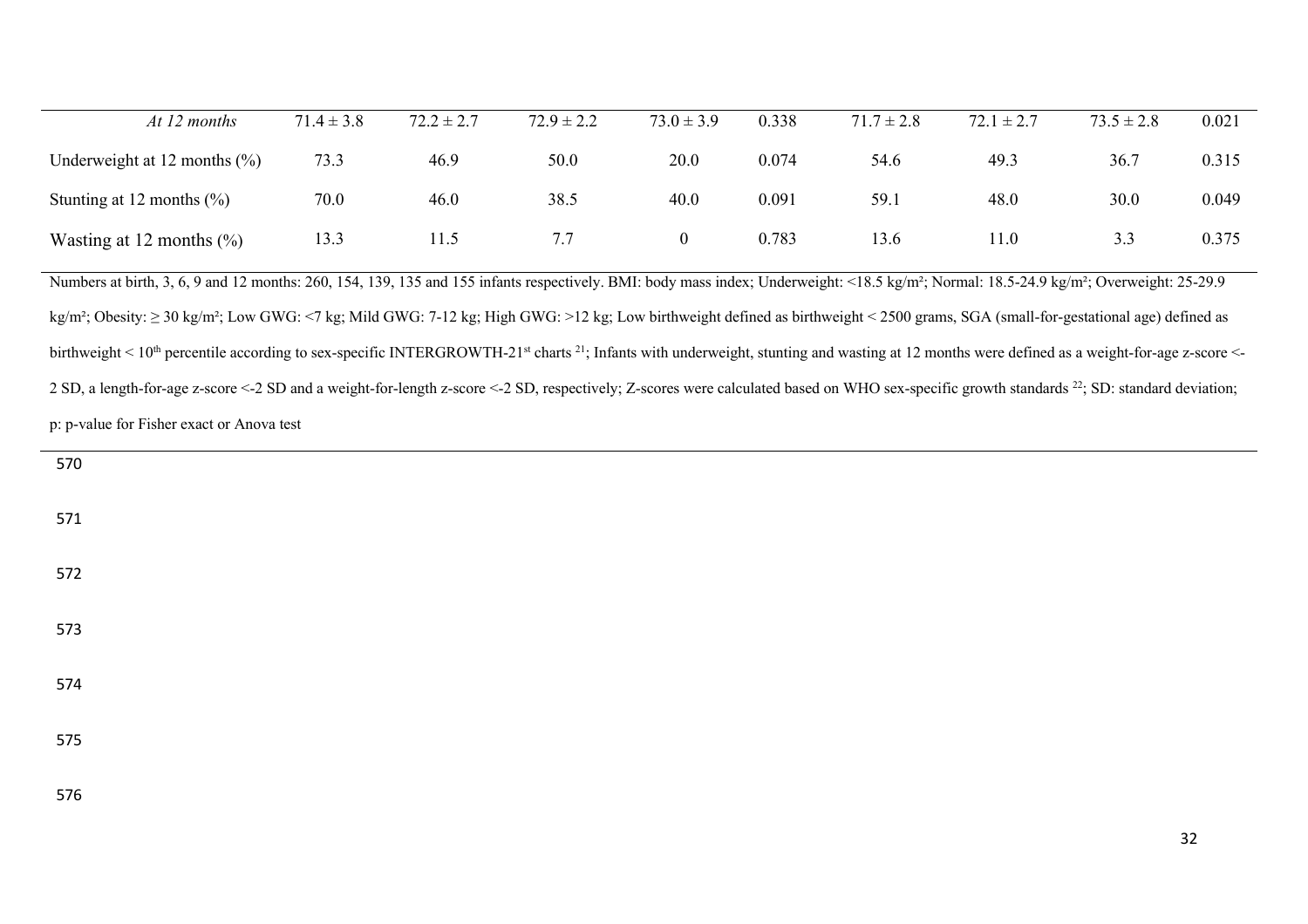| | | | | | | | | | |
|---|---|---|---|---|---|---|---|---|---|
| *At 12 months* | 71.4 ± 3.8 | 72.2 ± 2.7 | 72.9 ± 2.2 | 73.0 ± 3.9 | 0.338 | 71.7 ± 2.8 | 72.1 ± 2.7 | 73.5 ± 2.8 | 0.021 |
| Underweight at 12 months (%) | 73.3 | 46.9 | 50.0 | 20.0 | 0.074 | 54.6 | 49.3 | 36.7 | 0.315 |
| Stunting at 12 months (%) | 70.0 | 46.0 | 38.5 | 40.0 | 0.091 | 59.1 | 48.0 | 30.0 | 0.049 |
| Wasting at 12 months (%) | 13.3 | 11.5 | 7.7 | 0 | 0.783 | 13.6 | 11.0 | 3.3 | 0.375 |

Numbers at birth, 3, 6, 9 and 12 months: 260, 154, 139, 135 and 155 infants respectively. BMI: body mass index; Underweight: <18.5 kg/m²; Normal: 18.5-24.9 kg/m²; Overweight: 25-29.9 kg/m²; Obesity: ≥ 30 kg/m²; Low GWG: <7 kg; Mild GWG: 7-12 kg; High GWG: >12 kg; Low birthweight defined as birthweight < 2500 grams, SGA (small-for-gestational age) defined as birthweight < 10th percentile according to sex-specific INTERGROWTH-21st charts [21]; Infants with underweight, stunting and wasting at 12 months were defined as a weight-for-age z-score <-2 SD, a length-for-age z-score <-2 SD and a weight-for-length z-score <-2 SD, respectively; Z-scores were calculated based on WHO sex-specific growth standards [22]; SD: standard deviation; p: p-value for Fisher exact or Anova test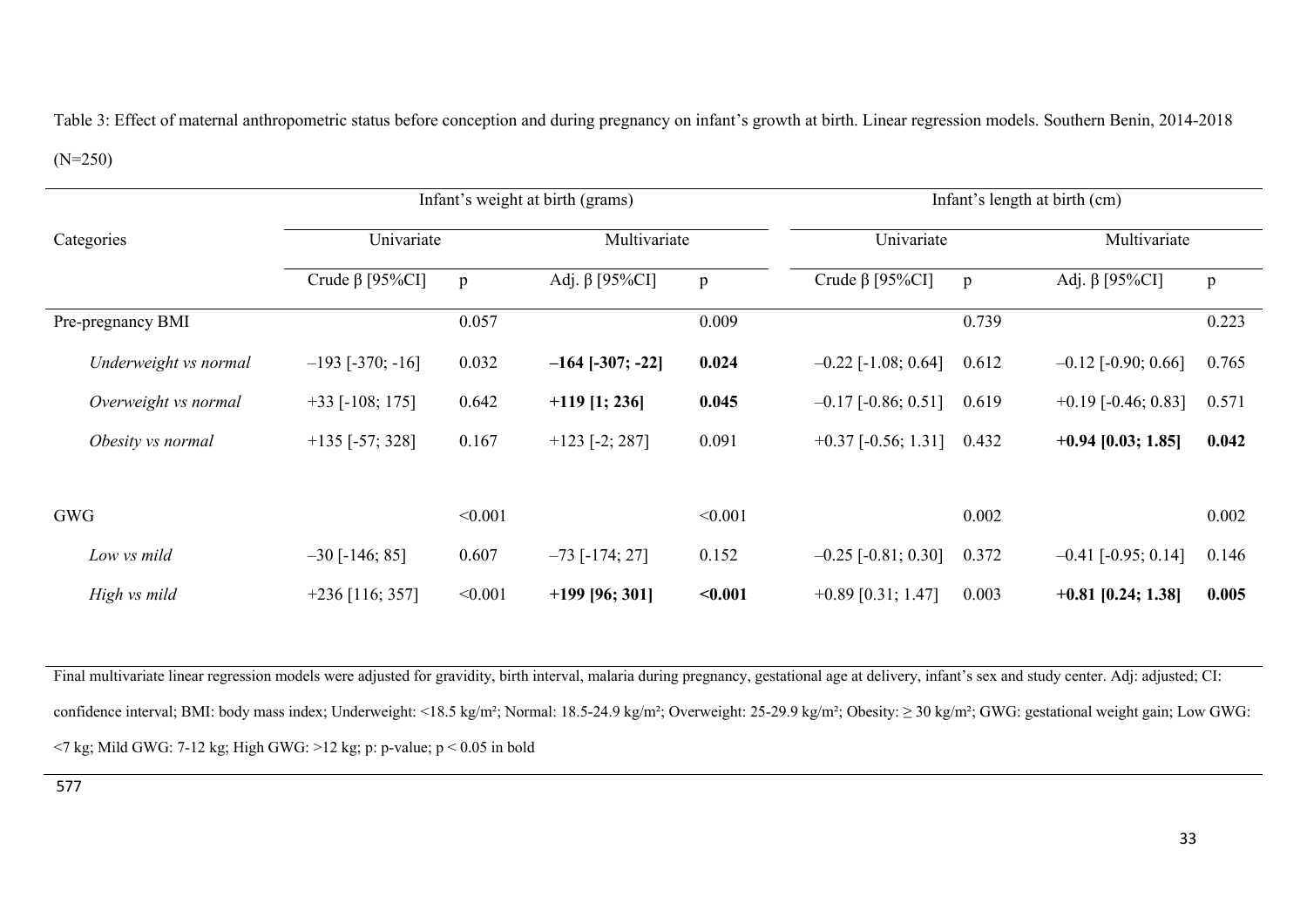Table 3: Effect of maternal anthropometric status before conception and during pregnancy on infant's growth at birth. Linear regression models. Southern Benin, 2014-2018 (N=250)

| Categories | Infant's weight at birth (grams) | | | | Infant's length at birth (cm) | | | |
|---|---|---|---|---|---|---|---|---|
| | Univariate | | Multivariate | | Univariate | | Multivariate | |
| | Crude β [95%CI] | p | Adj. β [95%CI] | p | Crude β [95%CI] | p | Adj. β [95%CI] | p |
| Pre-pregnancy BMI | | 0.057 | | 0.009 | | 0.739 | | 0.223 |
| *Underweight vs normal* | –193 [-370; -16] | 0.032 | **–164 [-307; -22]** | **0.024** | –0.22 [-1.08; 0.64] | 0.612 | –0.12 [-0.90; 0.66] | 0.765 |
| *Overweight vs normal* | +33 [-108; 175] | 0.642 | **+119 [1; 236]** | **0.045** | –0.17 [-0.86; 0.51] | 0.619 | +0.19 [-0.46; 0.83] | 0.571 |
| *Obesity vs normal* | +135 [-57; 328] | 0.167 | +123 [-2; 287] | 0.091 | +0.37 [-0.56; 1.31] | 0.432 | **+0.94 [0.03; 1.85]** | **0.042** |
| | | | | | | | | |
| GWG | | <0.001 | | <0.001 | | 0.002 | | 0.002 |
| *Low vs mild* | –30 [-146; 85] | 0.607 | –73 [-174; 27] | 0.152 | –0.25 [-0.81; 0.30] | 0.372 | –0.41 [-0.95; 0.14] | 0.146 |
| *High vs mild* | +236 [116; 357] | <0.001 | **+199 [96; 301]** | **<0.001** | +0.89 [0.31; 1.47] | 0.003 | **+0.81 [0.24; 1.38]** | **0.005** |

Final multivariate linear regression models were adjusted for gravidity, birth interval, malaria during pregnancy, gestational age at delivery, infant's sex and study center. Adj: adjusted; CI: confidence interval; BMI: body mass index; Underweight: <18.5 kg/m²; Normal: 18.5-24.9 kg/m²; Overweight: 25-29.9 kg/m²; Obesity: ≥ 30 kg/m²; GWG: gestational weight gain; Low GWG: <7 kg; Mild GWG: 7-12 kg; High GWG: >12 kg; p: p-value; $p < 0.05$ in bold

577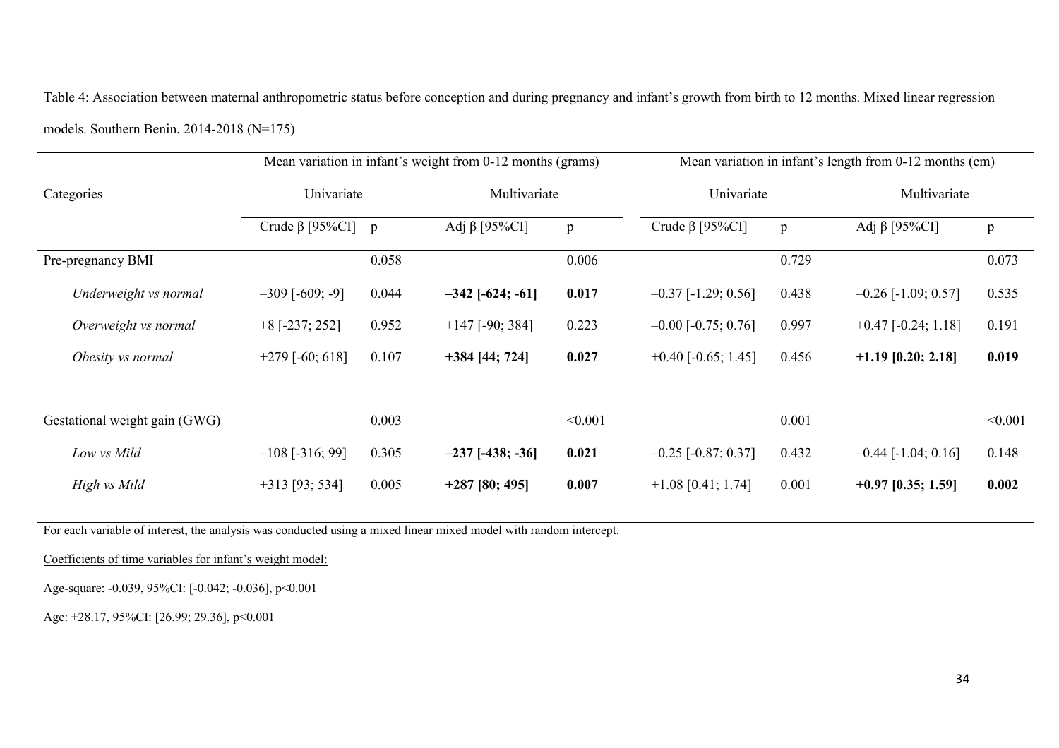Table 4: Association between maternal anthropometric status before conception and during pregnancy and infant's growth from birth to 12 months. Mixed linear regression models. Southern Benin, 2014-2018 (N=175)

| Categories | Mean variation in infant's weight from 0-12 months (grams) | | | | Mean variation in infant's length from 0-12 months (cm) | | | |
|---|---|---|---|---|---|---|---|---|
| | Univariate | | Multivariate | | Univariate | | Multivariate | |
| | Crude β [95%CI] | p | Adj β [95%CI] | p | Crude β [95%CI] | p | Adj β [95%CI] | p |
| Pre-pregnancy BMI | | 0.058 | | 0.006 | | 0.729 | | 0.073 |
| *Underweight vs normal* | –309 [-609; -9] | 0.044 | **–342 [-624; -61]** | **0.017** | –0.37 [-1.29; 0.56] | 0.438 | –0.26 [-1.09; 0.57] | 0.535 |
| *Overweight vs normal* | +8 [-237; 252] | 0.952 | +147 [-90; 384] | 0.223 | –0.00 [-0.75; 0.76] | 0.997 | +0.47 [-0.24; 1.18] | 0.191 |
| *Obesity vs normal* | +279 [-60; 618] | 0.107 | **+384 [44; 724]** | **0.027** | +0.40 [-0.65; 1.45] | 0.456 | **+1.19 [0.20; 2.18]** | **0.019** |
| Gestational weight gain (GWG) | | 0.003 | | <0.001 | | 0.001 | | <0.001 |
| *Low vs Mild* | –108 [-316; 99] | 0.305 | **–237 [-438; -36]** | **0.021** | –0.25 [-0.87; 0.37] | 0.432 | –0.44 [-1.04; 0.16] | 0.148 |
| *High vs Mild* | +313 [93; 534] | 0.005 | **+287 [80; 495]** | **0.007** | +1.08 [0.41; 1.74] | 0.001 | **+0.97 [0.35; 1.59]** | **0.002** |

For each variable of interest, the analysis was conducted using a mixed linear mixed model with random intercept.

Coefficients of time variables for infant's weight model:

Age-square: -0.039, 95%CI: [-0.042; -0.036], p<0.001

Age: +28.17, 95%CI: [26.99; 29.36], p<0.001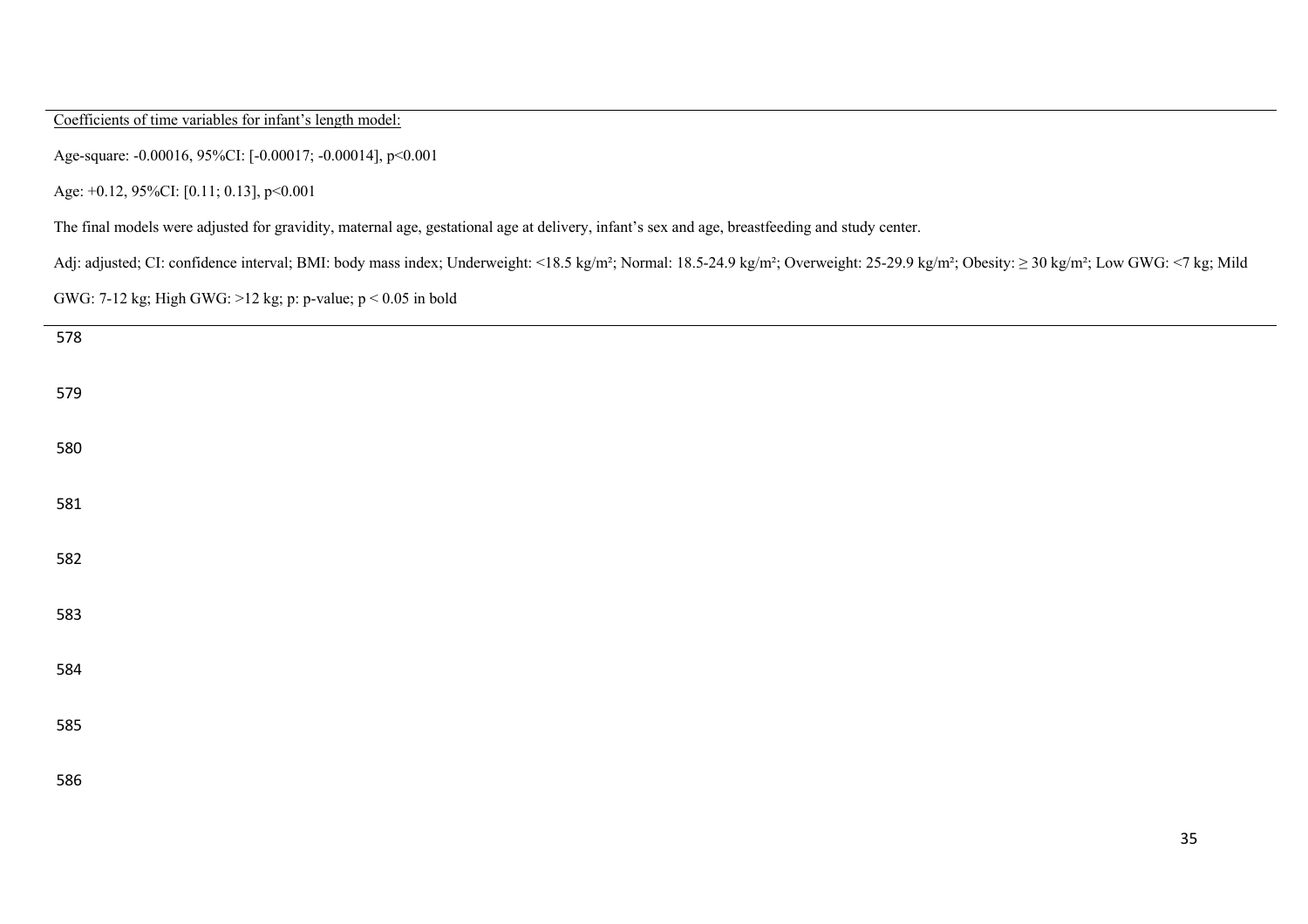Coefficients of time variables for infant's length model:

Age-square: -0.00016, 95%CI: [-0.00017; -0.00014], p<0.001

Age: +0.12, 95%CI: [0.11; 0.13], p<0.001

The final models were adjusted for gravidity, maternal age, gestational age at delivery, infant's sex and age, breastfeeding and study center.

Adj: adjusted; CI: confidence interval; BMI: body mass index; Underweight: <18.5 kg/m²; Normal: 18.5-24.9 kg/m²; Overweight: 25-29.9 kg/m²; Obesity: ≥ 30 kg/m²; Low GWG: <7 kg; Mild GWG: 7-12 kg; High GWG: >12 kg; p: p-value; p < 0.05 in bold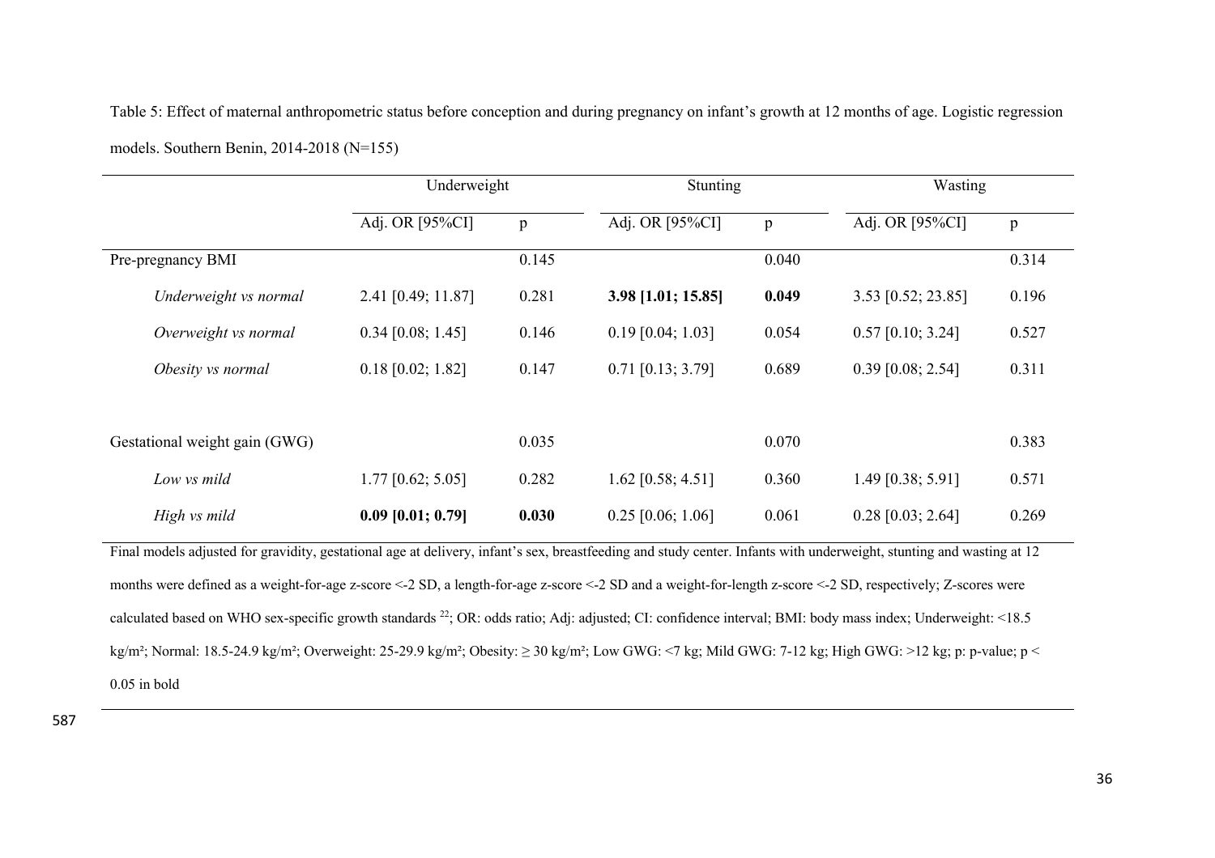Table 5: Effect of maternal anthropometric status before conception and during pregnancy on infant's growth at 12 months of age. Logistic regression models. Southern Benin, 2014-2018 (N=155)

| | Underweight | | Stunting | | Wasting | |
|---|---|---|---|---|---|---|
| | Adj. OR [95%CI] | p | Adj. OR [95%CI] | p | Adj. OR [95%CI] | p |
| Pre-pregnancy BMI | | 0.145 | | 0.040 | | 0.314 |
| *Underweight vs normal* | 2.41 [0.49; 11.87] | 0.281 | **3.98 [1.01; 15.85]** | **0.049** | 3.53 [0.52; 23.85] | 0.196 |
| *Overweight vs normal* | 0.34 [0.08; 1.45] | 0.146 | 0.19 [0.04; 1.03] | 0.054 | 0.57 [0.10; 3.24] | 0.527 |
| *Obesity vs normal* | 0.18 [0.02; 1.82] | 0.147 | 0.71 [0.13; 3.79] | 0.689 | 0.39 [0.08; 2.54] | 0.311 |
| | | | | | | |
| Gestational weight gain (GWG) | | 0.035 | | 0.070 | | 0.383 |
| *Low vs mild* | 1.77 [0.62; 5.05] | 0.282 | 1.62 [0.58; 4.51] | 0.360 | 1.49 [0.38; 5.91] | 0.571 |
| *High vs mild* | **0.09 [0.01; 0.79]** | **0.030** | 0.25 [0.06; 1.06] | 0.061 | 0.28 [0.03; 2.64] | 0.269 |

Final models adjusted for gravidity, gestational age at delivery, infant's sex, breastfeeding and study center. Infants with underweight, stunting and wasting at 12 months were defined as a weight-for-age z-score <-2 SD, a length-for-age z-score <-2 SD and a weight-for-length z-score <-2 SD, respectively; Z-scores were calculated based on WHO sex-specific growth standards [22]; OR: odds ratio; Adj: adjusted; CI: confidence interval; BMI: body mass index; Underweight: <18.5 kg/m²; Normal: 18.5-24.9 kg/m²; Overweight: 25-29.9 kg/m²; Obesity: ≥ 30 kg/m²; Low GWG: <7 kg; Mild GWG: 7-12 kg; High GWG: >12 kg; p: p-value; p < 0.05 in bold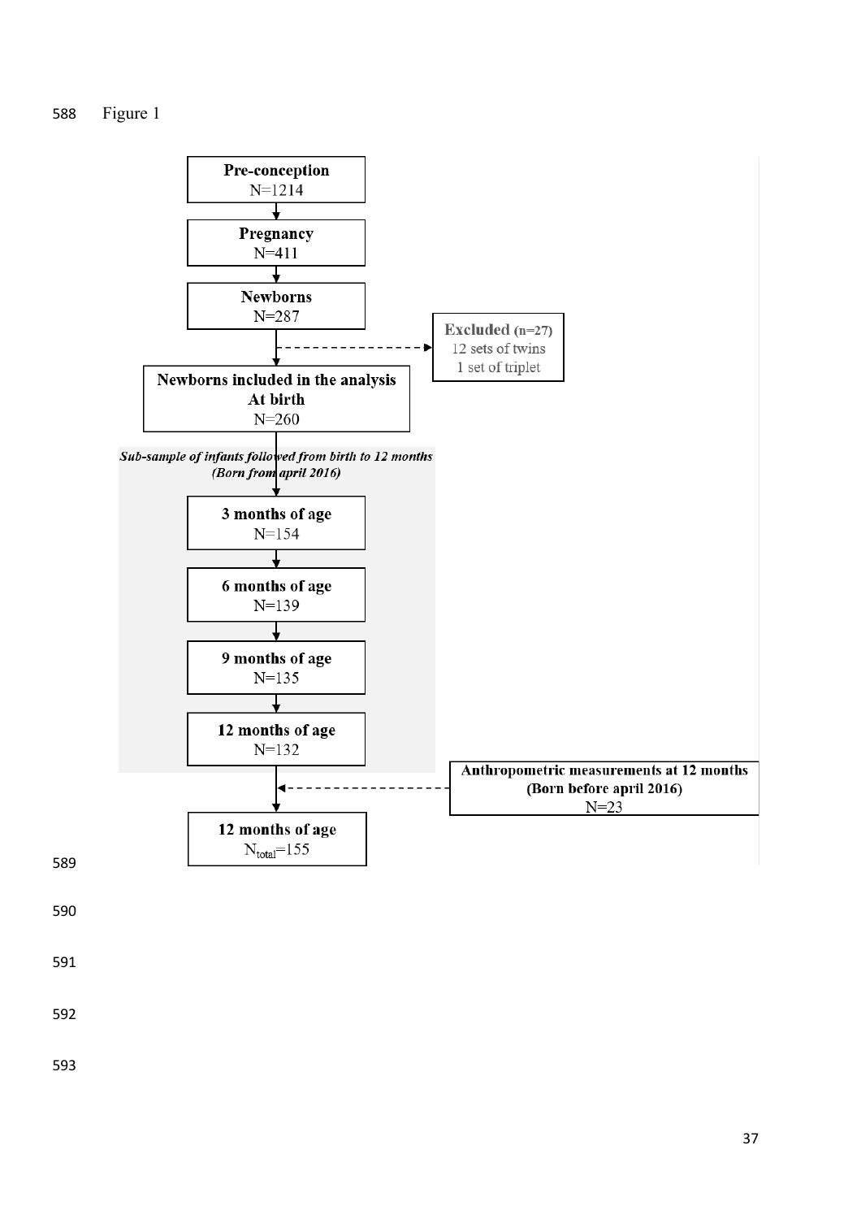Figure 1

Pre-conception
N=1214

Pregnancy
N=411

Newborns
N=287

**Excluded** (n=27)
12 sets of twins
1 set of triplet

**Newborns included in the analysis At birth**
N=260

*Sub-sample of infants followed from birth to 12 months (Born from april 2016)*

**3 months of age**
N=154

**6 months of age**
N=139

**9 months of age**
N=135

**12 months of age**
N=132

**Anthropometric measurements at 12 months (Born before april 2016)**
N=23

**12 months of age**
$N_{total}$=155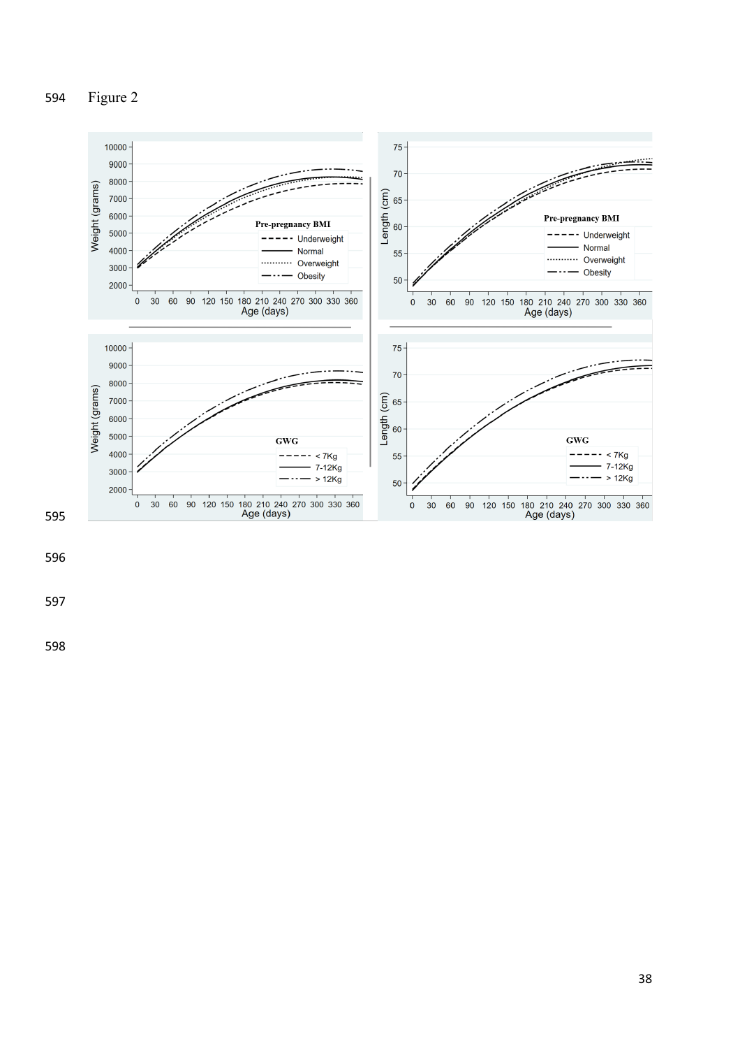Figure 2

Weight (grams)
10000
9000
8000
7000
6000
5000
4000
3000
2000
0 30 60 90 120 150 180 210 240 270 300 330 360
Age (days)
Pre-pregnancy BMI
Underweight
Normal
Overweight
Obesity

Length (cm)
75
70
65
60
55
50
0 30 60 90 120 150 180 210 240 270 300 330 360
Age (days)
Pre-pregnancy BMI
Underweight
Normal
Overweight
Obesity

Weight (grams)
10000
9000
8000
7000
6000
5000
4000
3000
2000
0 30 60 90 120 150 180 210 240 270 300 330 360
Age (days)
GWG
< 7Kg
7-12Kg
> 12Kg

Length (cm)
75
70
65
60
55
50
0 30 60 90 120 150 180 210 240 270 300 330 360
Age (days)
GWG
< 7Kg
7-12Kg
> 12Kg